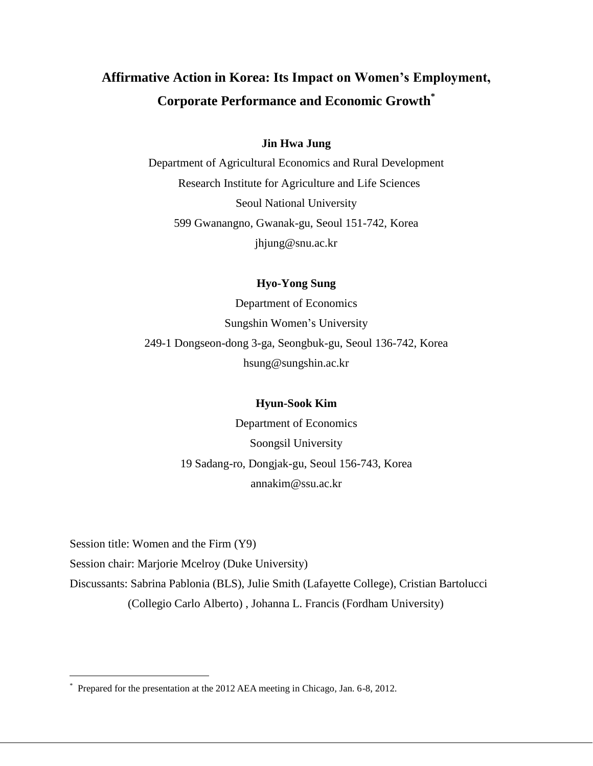# Affirmative Action in Korea: Its Impact on Women's Employment, Corporate Performance and Economic Growth*

**Jin Hwa Jung**

Department of Agricultural Economics and Rural Development

Research Institute for Agriculture and Life Sciences

Seoul National University

599 Gwanangno, Gwanak-gu, Seoul 151-742, Korea

jhjung@snu.ac.kr

**Hyo-Yong Sung**

Department of Economics

Sungshin Women's University

249-1 Dongseon-dong 3-ga, Seongbuk-gu, Seoul 136-742, Korea

hsung@sungshin.ac.kr

**Hyun-Sook Kim**

Department of Economics

Soongsil University

19 Sadang-ro, Dongjak-gu, Seoul 156-743, Korea

annakim@ssu.ac.kr

Session title: Women and the Firm (Y9)

Session chair: Marjorie Mcelroy (Duke University)

Discussants: Sabrina Pablonia (BLS), Julie Smith (Lafayette College), Cristian Bartolucci (Collegio Carlo Alberto) , Johanna L. Francis (Fordham University)

---

* Prepared for the presentation at the 2012 AEA meeting in Chicago, Jan. 6-8, 2012.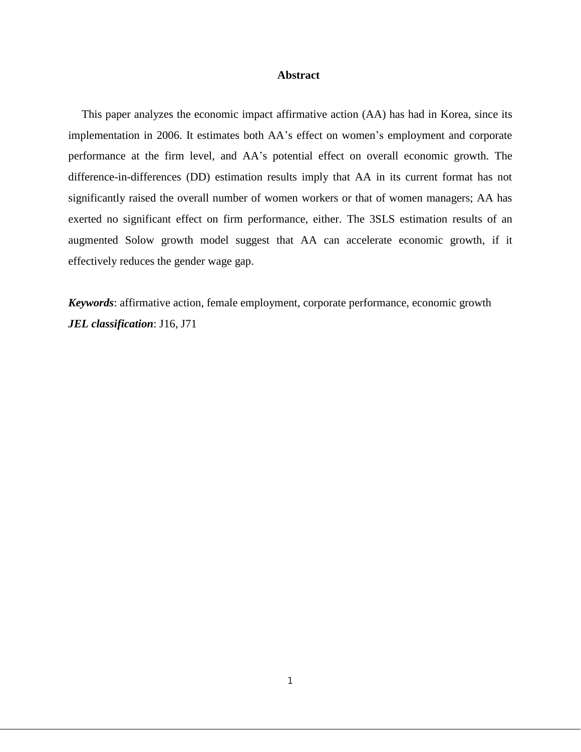## Abstract

This paper analyzes the economic impact affirmative action (AA) has had in Korea, since its implementation in 2006. It estimates both AA's effect on women's employment and corporate performance at the firm level, and AA's potential effect on overall economic growth. The difference-in-differences (DD) estimation results imply that AA in its current format has not significantly raised the overall number of women workers or that of women managers; AA has exerted no significant effect on firm performance, either. The 3SLS estimation results of an augmented Solow growth model suggest that AA can accelerate economic growth, if it effectively reduces the gender wage gap.

***Keywords***: affirmative action, female employment, corporate performance, economic growth

***JEL classification***: J16, J71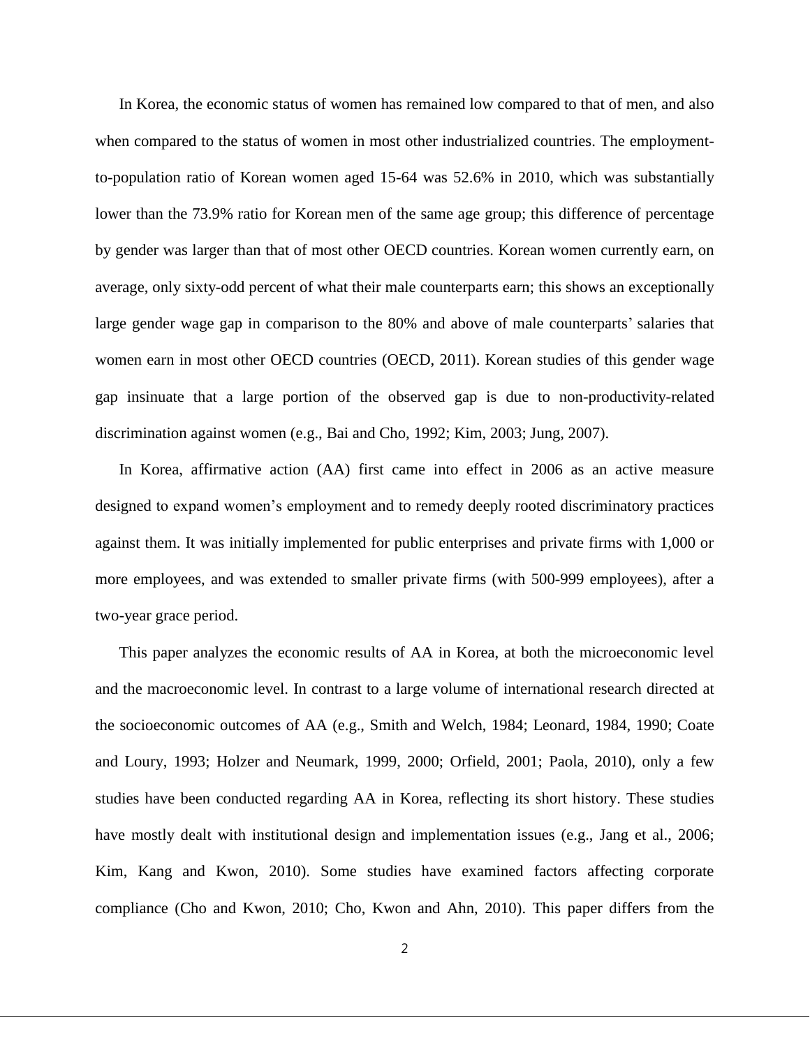In Korea, the economic status of women has remained low compared to that of men, and also when compared to the status of women in most other industrialized countries. The employment-to-population ratio of Korean women aged 15-64 was 52.6% in 2010, which was substantially lower than the 73.9% ratio for Korean men of the same age group; this difference of percentage by gender was larger than that of most other OECD countries. Korean women currently earn, on average, only sixty-odd percent of what their male counterparts earn; this shows an exceptionally large gender wage gap in comparison to the 80% and above of male counterparts' salaries that women earn in most other OECD countries (OECD, 2011). Korean studies of this gender wage gap insinuate that a large portion of the observed gap is due to non-productivity-related discrimination against women (e.g., Bai and Cho, 1992; Kim, 2003; Jung, 2007).

In Korea, affirmative action (AA) first came into effect in 2006 as an active measure designed to expand women's employment and to remedy deeply rooted discriminatory practices against them. It was initially implemented for public enterprises and private firms with 1,000 or more employees, and was extended to smaller private firms (with 500-999 employees), after a two-year grace period.

This paper analyzes the economic results of AA in Korea, at both the microeconomic level and the macroeconomic level. In contrast to a large volume of international research directed at the socioeconomic outcomes of AA (e.g., Smith and Welch, 1984; Leonard, 1984, 1990; Coate and Loury, 1993; Holzer and Neumark, 1999, 2000; Orfield, 2001; Paola, 2010), only a few studies have been conducted regarding AA in Korea, reflecting its short history. These studies have mostly dealt with institutional design and implementation issues (e.g., Jang et al., 2006; Kim, Kang and Kwon, 2010). Some studies have examined factors affecting corporate compliance (Cho and Kwon, 2010; Cho, Kwon and Ahn, 2010). This paper differs from the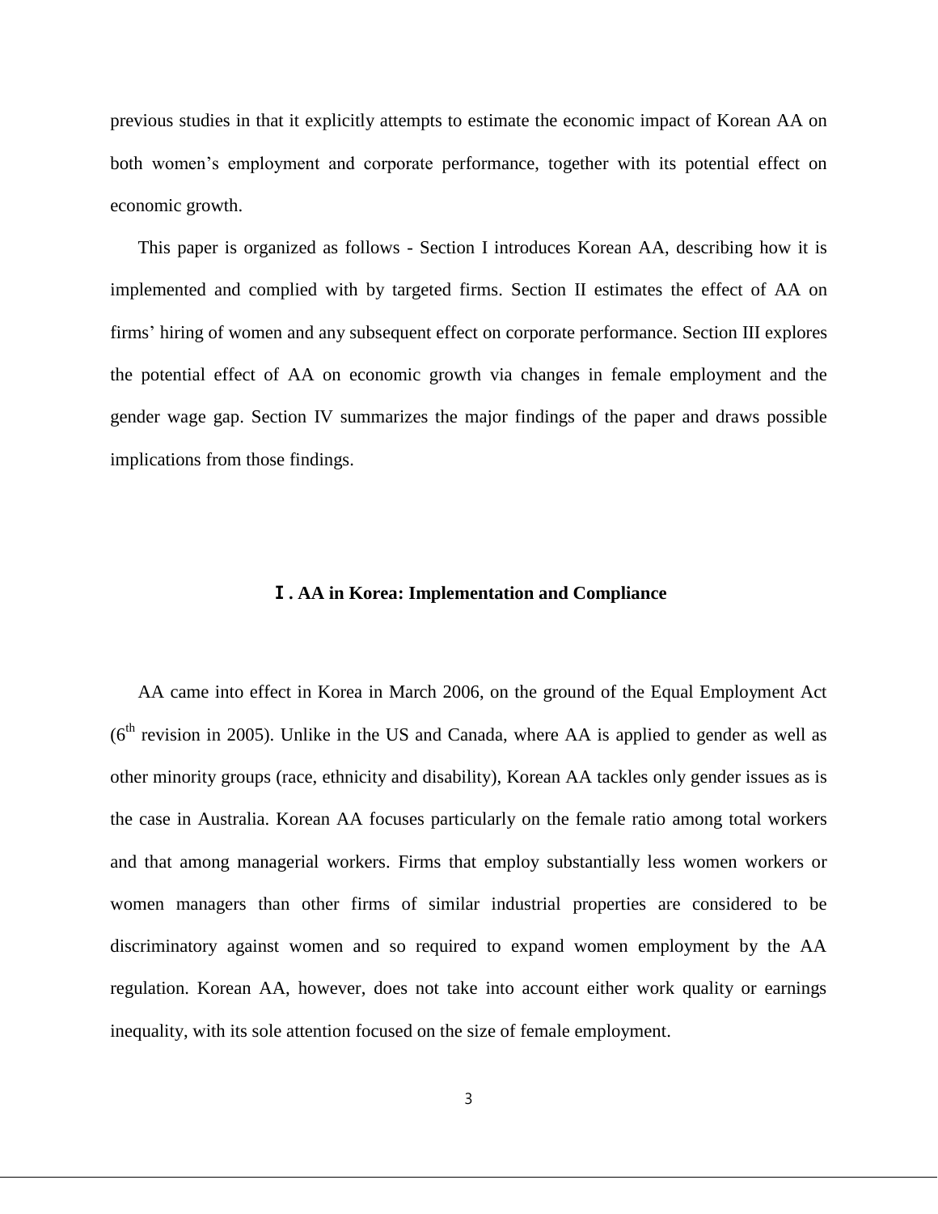previous studies in that it explicitly attempts to estimate the economic impact of Korean AA on both women's employment and corporate performance, together with its potential effect on economic growth.

This paper is organized as follows - Section I introduces Korean AA, describing how it is implemented and complied with by targeted firms. Section II estimates the effect of AA on firms' hiring of women and any subsequent effect on corporate performance. Section III explores the potential effect of AA on economic growth via changes in female employment and the gender wage gap. Section IV summarizes the major findings of the paper and draws possible implications from those findings.

## Ⅰ. AA in Korea: Implementation and Compliance

AA came into effect in Korea in March 2006, on the ground of the Equal Employment Act (6th revision in 2005). Unlike in the US and Canada, where AA is applied to gender as well as other minority groups (race, ethnicity and disability), Korean AA tackles only gender issues as is the case in Australia. Korean AA focuses particularly on the female ratio among total workers and that among managerial workers. Firms that employ substantially less women workers or women managers than other firms of similar industrial properties are considered to be discriminatory against women and so required to expand women employment by the AA regulation. Korean AA, however, does not take into account either work quality or earnings inequality, with its sole attention focused on the size of female employment.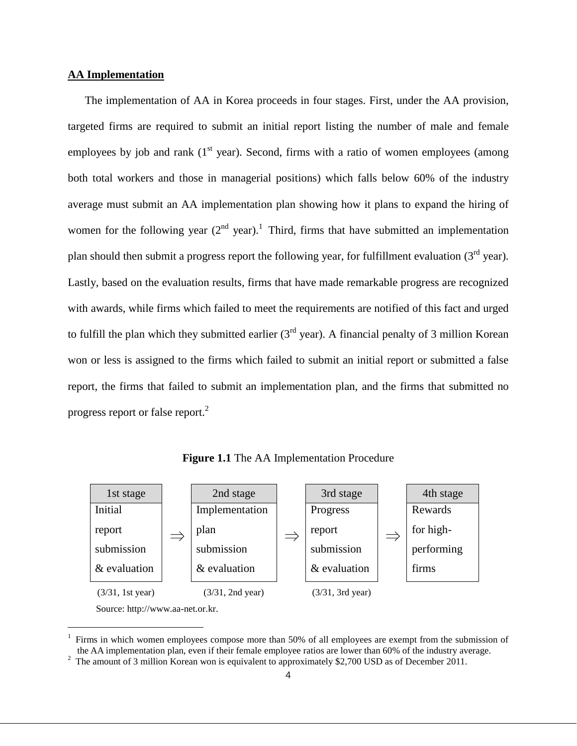**AA Implementation**

The implementation of AA in Korea proceeds in four stages. First, under the AA provision, targeted firms are required to submit an initial report listing the number of male and female employees by job and rank (1st year). Second, firms with a ratio of women employees (among both total workers and those in managerial positions) which falls below 60% of the industry average must submit an AA implementation plan showing how it plans to expand the hiring of women for the following year (2nd year).[1] Third, firms that have submitted an implementation plan should then submit a progress report the following year, for fulfillment evaluation (3rd year). Lastly, based on the evaluation results, firms that have made remarkable progress are recognized with awards, while firms which failed to meet the requirements are notified of this fact and urged to fulfill the plan which they submitted earlier (3rd year). A financial penalty of 3 million Korean won or less is assigned to the firms which failed to submit an initial report or submitted a false report, the firms that failed to submit an implementation plan, and the firms that submitted no progress report or false report.[2]

**Figure 1.1** The AA Implementation Procedure

| 1st stage | | 2nd stage | | 3rd stage | | 4th stage |
|---|---|---|---|---|---|---|
| Initial report submission & evaluation | ⇒ | Implementation plan submission & evaluation | ⇒ | Progress report submission & evaluation | ⇒ | Rewards for high-performing firms |
| (3/31, 1st year) | | (3/31, 2nd year) | | (3/31, 3rd year) | | |

Source: http://www.aa-net.or.kr.

---

[1] Firms in which women employees compose more than 50% of all employees are exempt from the submission of the AA implementation plan, even if their female employee ratios are lower than 60% of the industry average.

[2] The amount of 3 million Korean won is equivalent to approximately $2,700 USD as of December 2011.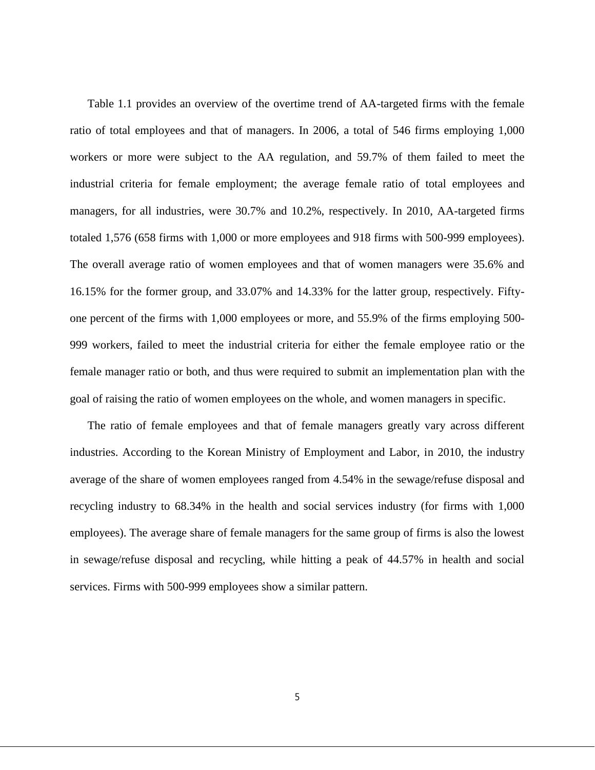Table 1.1 provides an overview of the overtime trend of AA-targeted firms with the female ratio of total employees and that of managers. In 2006, a total of 546 firms employing 1,000 workers or more were subject to the AA regulation, and 59.7% of them failed to meet the industrial criteria for female employment; the average female ratio of total employees and managers, for all industries, were 30.7% and 10.2%, respectively. In 2010, AA-targeted firms totaled 1,576 (658 firms with 1,000 or more employees and 918 firms with 500-999 employees). The overall average ratio of women employees and that of women managers were 35.6% and 16.15% for the former group, and 33.07% and 14.33% for the latter group, respectively. Fifty-one percent of the firms with 1,000 employees or more, and 55.9% of the firms employing 500-999 workers, failed to meet the industrial criteria for either the female employee ratio or the female manager ratio or both, and thus were required to submit an implementation plan with the goal of raising the ratio of women employees on the whole, and women managers in specific.

The ratio of female employees and that of female managers greatly vary across different industries. According to the Korean Ministry of Employment and Labor, in 2010, the industry average of the share of women employees ranged from 4.54% in the sewage/refuse disposal and recycling industry to 68.34% in the health and social services industry (for firms with 1,000 employees). The average share of female managers for the same group of firms is also the lowest in sewage/refuse disposal and recycling, while hitting a peak of 44.57% in health and social services. Firms with 500-999 employees show a similar pattern.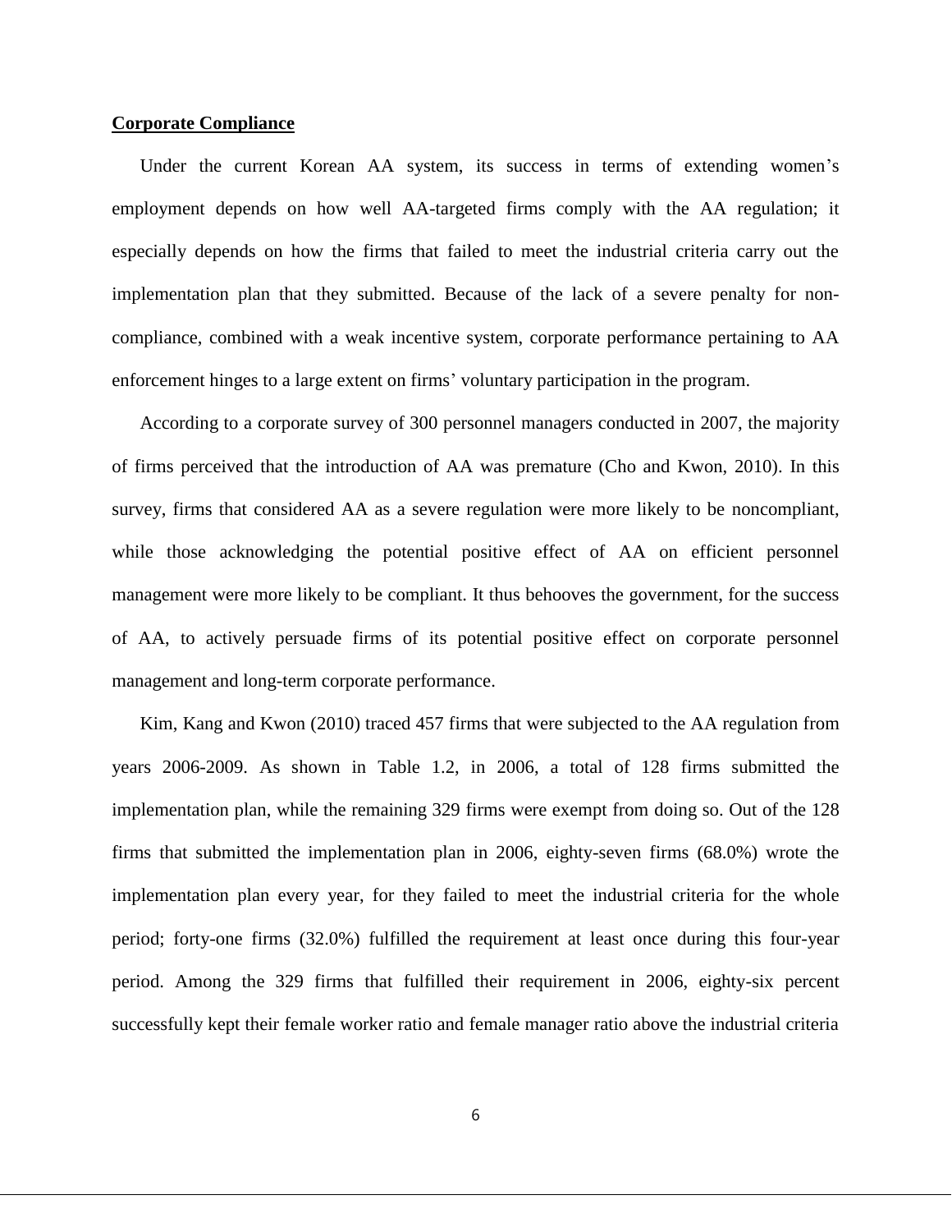**Corporate Compliance**

Under the current Korean AA system, its success in terms of extending women's employment depends on how well AA-targeted firms comply with the AA regulation; it especially depends on how the firms that failed to meet the industrial criteria carry out the implementation plan that they submitted. Because of the lack of a severe penalty for non-compliance, combined with a weak incentive system, corporate performance pertaining to AA enforcement hinges to a large extent on firms' voluntary participation in the program.

According to a corporate survey of 300 personnel managers conducted in 2007, the majority of firms perceived that the introduction of AA was premature (Cho and Kwon, 2010). In this survey, firms that considered AA as a severe regulation were more likely to be noncompliant, while those acknowledging the potential positive effect of AA on efficient personnel management were more likely to be compliant. It thus behooves the government, for the success of AA, to actively persuade firms of its potential positive effect on corporate personnel management and long-term corporate performance.

Kim, Kang and Kwon (2010) traced 457 firms that were subjected to the AA regulation from years 2006-2009. As shown in Table 1.2, in 2006, a total of 128 firms submitted the implementation plan, while the remaining 329 firms were exempt from doing so. Out of the 128 firms that submitted the implementation plan in 2006, eighty-seven firms (68.0%) wrote the implementation plan every year, for they failed to meet the industrial criteria for the whole period; forty-one firms (32.0%) fulfilled the requirement at least once during this four-year period. Among the 329 firms that fulfilled their requirement in 2006, eighty-six percent successfully kept their female worker ratio and female manager ratio above the industrial criteria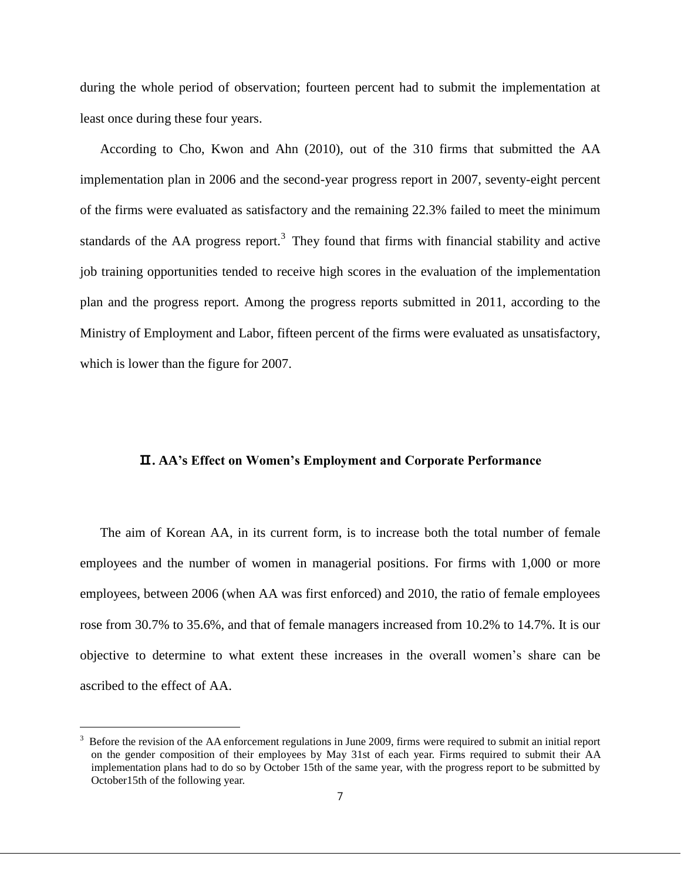during the whole period of observation; fourteen percent had to submit the implementation at least once during these four years.

According to Cho, Kwon and Ahn (2010), out of the 310 firms that submitted the AA implementation plan in 2006 and the second-year progress report in 2007, seventy-eight percent of the firms were evaluated as satisfactory and the remaining 22.3% failed to meet the minimum standards of the AA progress report.[3] They found that firms with financial stability and active job training opportunities tended to receive high scores in the evaluation of the implementation plan and the progress report. Among the progress reports submitted in 2011, according to the Ministry of Employment and Labor, fifteen percent of the firms were evaluated as unsatisfactory, which is lower than the figure for 2007.

## Ⅱ. AA's Effect on Women's Employment and Corporate Performance

The aim of Korean AA, in its current form, is to increase both the total number of female employees and the number of women in managerial positions. For firms with 1,000 or more employees, between 2006 (when AA was first enforced) and 2010, the ratio of female employees rose from 30.7% to 35.6%, and that of female managers increased from 10.2% to 14.7%. It is our objective to determine to what extent these increases in the overall women's share can be ascribed to the effect of AA.

[3] Before the revision of the AA enforcement regulations in June 2009, firms were required to submit an initial report on the gender composition of their employees by May 31st of each year. Firms required to submit their AA implementation plans had to do so by October 15th of the same year, with the progress report to be submitted by October15th of the following year.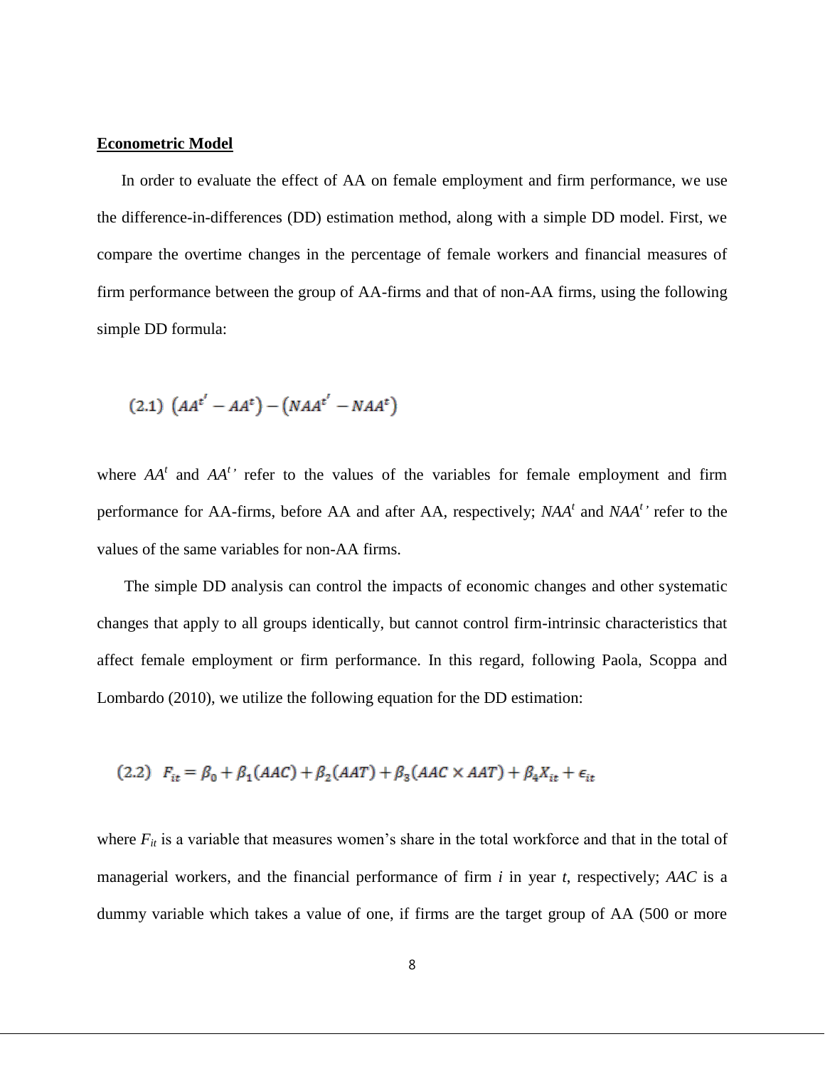**Econometric Model**

In order to evaluate the effect of AA on female employment and firm performance, we use the difference-in-differences (DD) estimation method, along with a simple DD model. First, we compare the overtime changes in the percentage of female workers and financial measures of firm performance between the group of AA-firms and that of non-AA firms, using the following simple DD formula:

$$(2.1)\ \left(AA^{t'} - AA^{t}\right) - \left(NAA^{t'} - NAA^{t}\right)$$

where $AA^t$ and $AA^{t'}$ refer to the values of the variables for female employment and firm performance for AA-firms, before AA and after AA, respectively; $NAA^t$ and $NAA^{t'}$ refer to the values of the same variables for non-AA firms.

The simple DD analysis can control the impacts of economic changes and other systematic changes that apply to all groups identically, but cannot control firm-intrinsic characteristics that affect female employment or firm performance. In this regard, following Paola, Scoppa and Lombardo (2010), we utilize the following equation for the DD estimation:

$$(2.2)\ \ F_{it} = \beta_0 + \beta_1(AAC) + \beta_2(AAT) + \beta_3(AAC \times AAT) + \beta_4 X_{it} + \epsilon_{it}$$

where $F_{it}$ is a variable that measures women's share in the total workforce and that in the total of managerial workers, and the financial performance of firm $i$ in year $t$, respectively; $AAC$ is a dummy variable which takes a value of one, if firms are the target group of AA (500 or more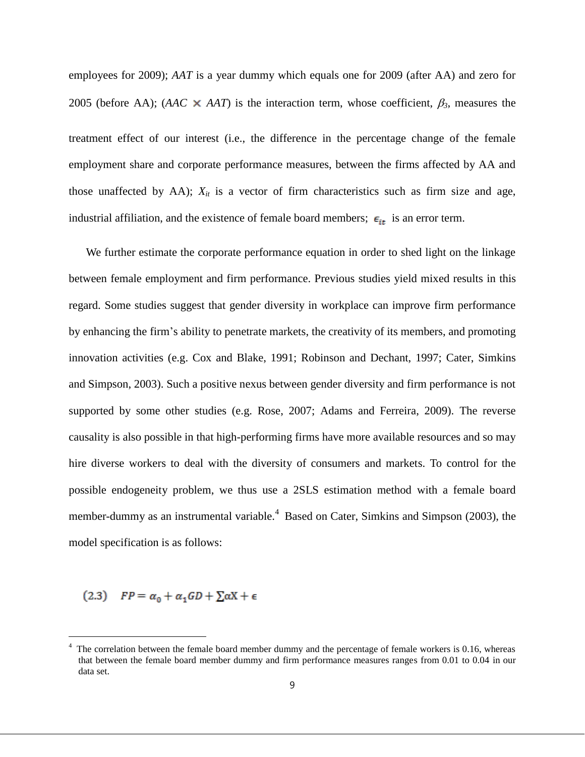employees for 2009); *AAT* is a year dummy which equals one for 2009 (after AA) and zero for 2005 (before AA); (*AAC* × *AAT*) is the interaction term, whose coefficient, $\beta_3$, measures the treatment effect of our interest (i.e., the difference in the percentage change of the female employment share and corporate performance measures, between the firms affected by AA and those unaffected by AA); $X_{it}$ is a vector of firm characteristics such as firm size and age, industrial affiliation, and the existence of female board members; $\epsilon_{it}$ is an error term.

We further estimate the corporate performance equation in order to shed light on the linkage between female employment and firm performance. Previous studies yield mixed results in this regard. Some studies suggest that gender diversity in workplace can improve firm performance by enhancing the firm's ability to penetrate markets, the creativity of its members, and promoting innovation activities (e.g. Cox and Blake, 1991; Robinson and Dechant, 1997; Cater, Simkins and Simpson, 2003). Such a positive nexus between gender diversity and firm performance is not supported by some other studies (e.g. Rose, 2007; Adams and Ferreira, 2009). The reverse causality is also possible in that high-performing firms have more available resources and so may hire diverse workers to deal with the diversity of consumers and markets. To control for the possible endogeneity problem, we thus use a 2SLS estimation method with a female board member-dummy as an instrumental variable.[4] Based on Cater, Simkins and Simpson (2003), the model specification is as follows:

$$(2.3) \quad FP = \alpha_0 + \alpha_1 GD + \sum \alpha X + \epsilon$$

[4] The correlation between the female board member dummy and the percentage of female workers is 0.16, whereas that between the female board member dummy and firm performance measures ranges from 0.01 to 0.04 in our data set.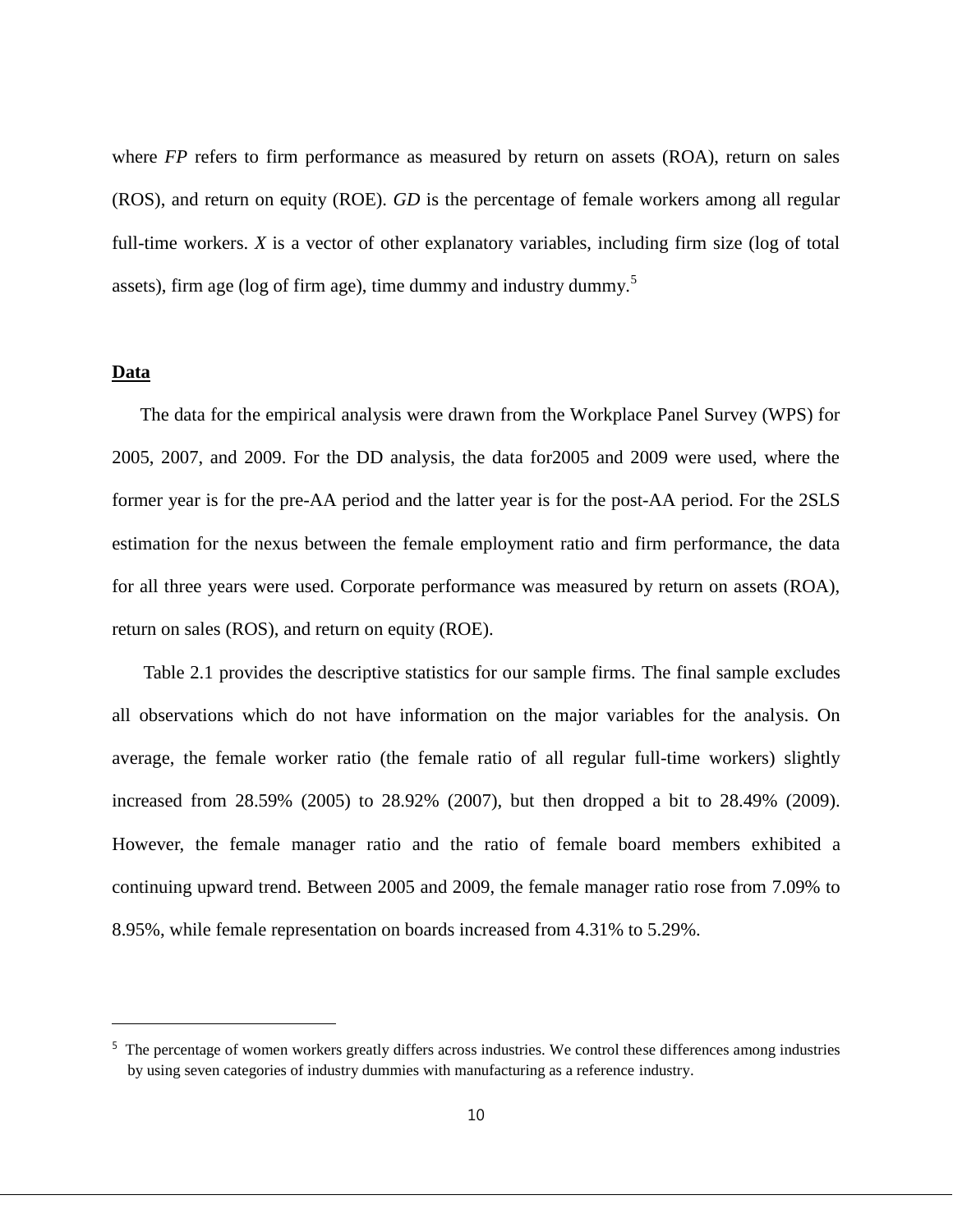where *FP* refers to firm performance as measured by return on assets (ROA), return on sales (ROS), and return on equity (ROE). *GD* is the percentage of female workers among all regular full-time workers. *X* is a vector of other explanatory variables, including firm size (log of total assets), firm age (log of firm age), time dummy and industry dummy.[5]

**Data**

The data for the empirical analysis were drawn from the Workplace Panel Survey (WPS) for 2005, 2007, and 2009. For the DD analysis, the data for2005 and 2009 were used, where the former year is for the pre-AA period and the latter year is for the post-AA period. For the 2SLS estimation for the nexus between the female employment ratio and firm performance, the data for all three years were used. Corporate performance was measured by return on assets (ROA), return on sales (ROS), and return on equity (ROE).

Table 2.1 provides the descriptive statistics for our sample firms. The final sample excludes all observations which do not have information on the major variables for the analysis. On average, the female worker ratio (the female ratio of all regular full-time workers) slightly increased from 28.59% (2005) to 28.92% (2007), but then dropped a bit to 28.49% (2009). However, the female manager ratio and the ratio of female board members exhibited a continuing upward trend. Between 2005 and 2009, the female manager ratio rose from 7.09% to 8.95%, while female representation on boards increased from 4.31% to 5.29%.

---

[5] The percentage of women workers greatly differs across industries. We control these differences among industries by using seven categories of industry dummies with manufacturing as a reference industry.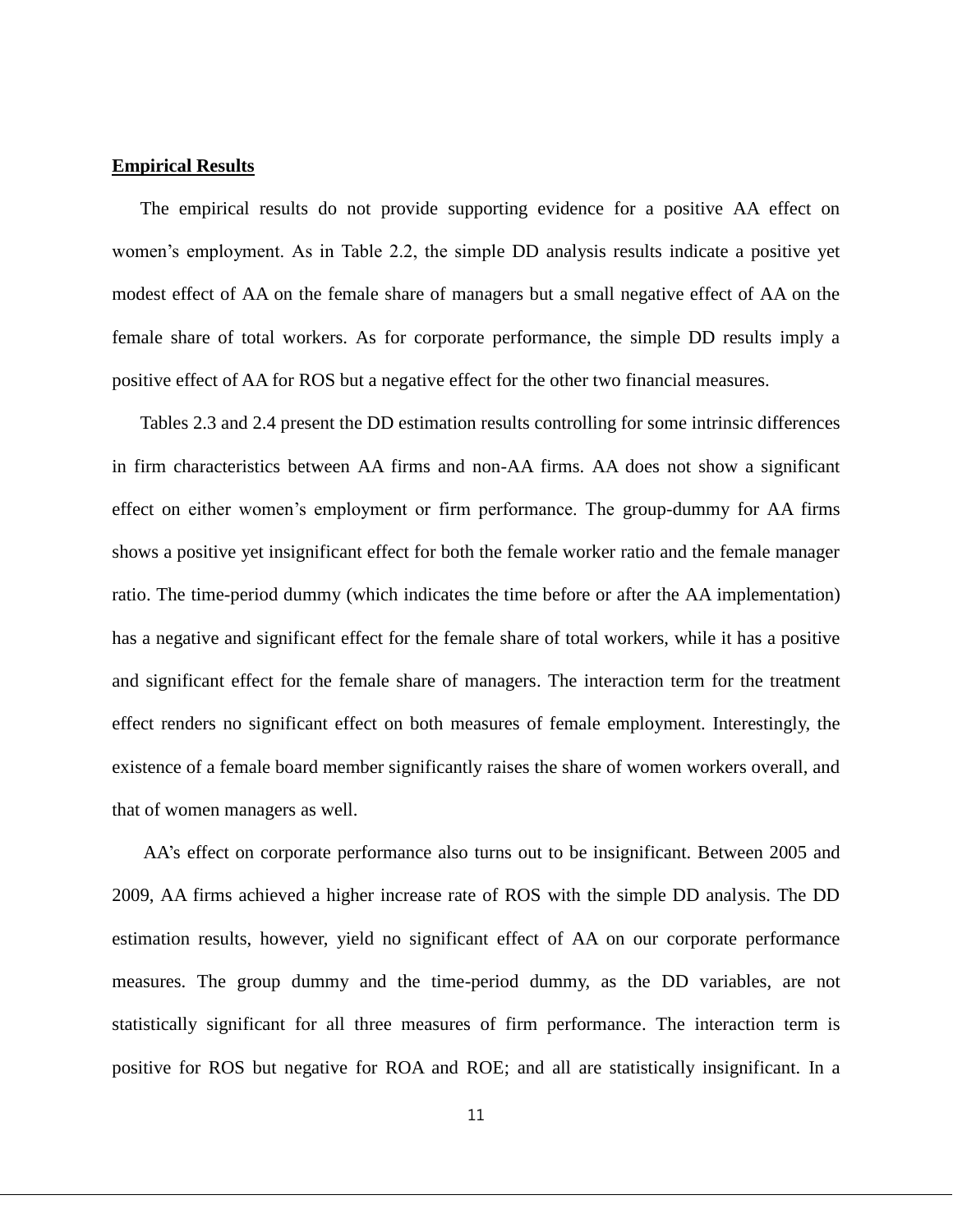**Empirical Results**

The empirical results do not provide supporting evidence for a positive AA effect on women's employment. As in Table 2.2, the simple DD analysis results indicate a positive yet modest effect of AA on the female share of managers but a small negative effect of AA on the female share of total workers. As for corporate performance, the simple DD results imply a positive effect of AA for ROS but a negative effect for the other two financial measures.

Tables 2.3 and 2.4 present the DD estimation results controlling for some intrinsic differences in firm characteristics between AA firms and non-AA firms. AA does not show a significant effect on either women's employment or firm performance. The group-dummy for AA firms shows a positive yet insignificant effect for both the female worker ratio and the female manager ratio. The time-period dummy (which indicates the time before or after the AA implementation) has a negative and significant effect for the female share of total workers, while it has a positive and significant effect for the female share of managers. The interaction term for the treatment effect renders no significant effect on both measures of female employment. Interestingly, the existence of a female board member significantly raises the share of women workers overall, and that of women managers as well.

AA's effect on corporate performance also turns out to be insignificant. Between 2005 and 2009, AA firms achieved a higher increase rate of ROS with the simple DD analysis. The DD estimation results, however, yield no significant effect of AA on our corporate performance measures. The group dummy and the time-period dummy, as the DD variables, are not statistically significant for all three measures of firm performance. The interaction term is positive for ROS but negative for ROA and ROE; and all are statistically insignificant. In a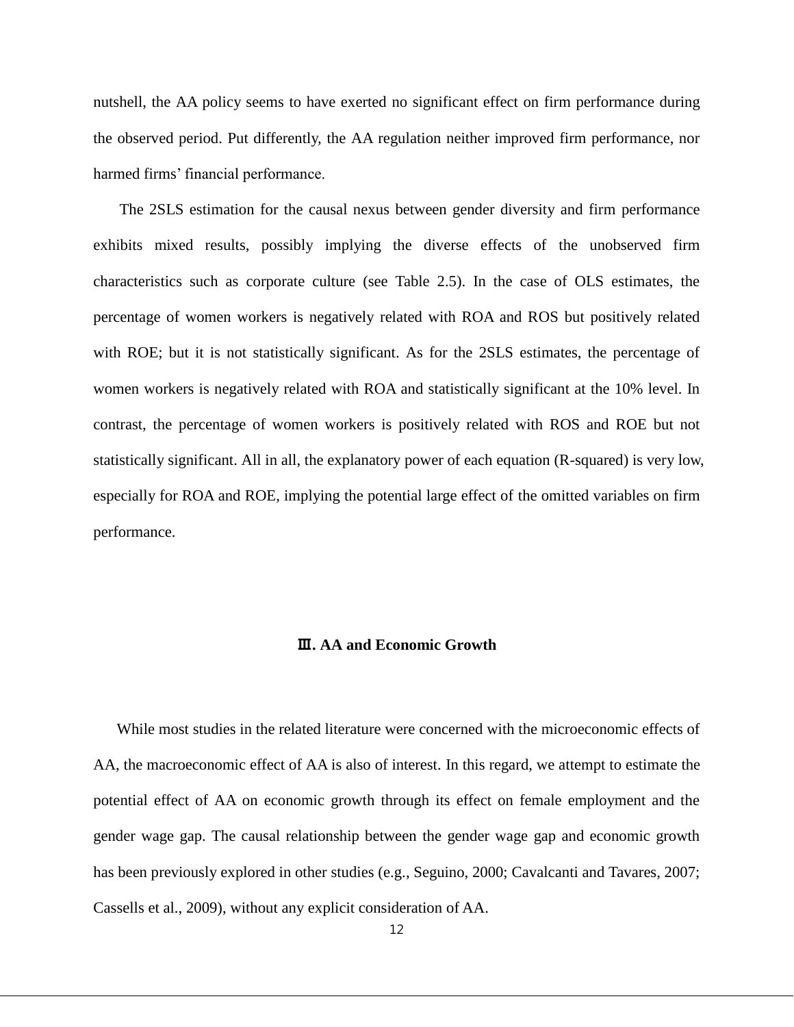nutshell, the AA policy seems to have exerted no significant effect on firm performance during the observed period. Put differently, the AA regulation neither improved firm performance, nor harmed firms' financial performance.

The 2SLS estimation for the causal nexus between gender diversity and firm performance exhibits mixed results, possibly implying the diverse effects of the unobserved firm characteristics such as corporate culture (see Table 2.5). In the case of OLS estimates, the percentage of women workers is negatively related with ROA and ROS but positively related with ROE; but it is not statistically significant. As for the 2SLS estimates, the percentage of women workers is negatively related with ROA and statistically significant at the 10% level. In contrast, the percentage of women workers is positively related with ROS and ROE but not statistically significant. All in all, the explanatory power of each equation (R-squared) is very low, especially for ROA and ROE, implying the potential large effect of the omitted variables on firm performance.

## Ⅲ. AA and Economic Growth

While most studies in the related literature were concerned with the microeconomic effects of AA, the macroeconomic effect of AA is also of interest. In this regard, we attempt to estimate the potential effect of AA on economic growth through its effect on female employment and the gender wage gap. The causal relationship between the gender wage gap and economic growth has been previously explored in other studies (e.g., Seguino, 2000; Cavalcanti and Tavares, 2007; Cassells et al., 2009), without any explicit consideration of AA.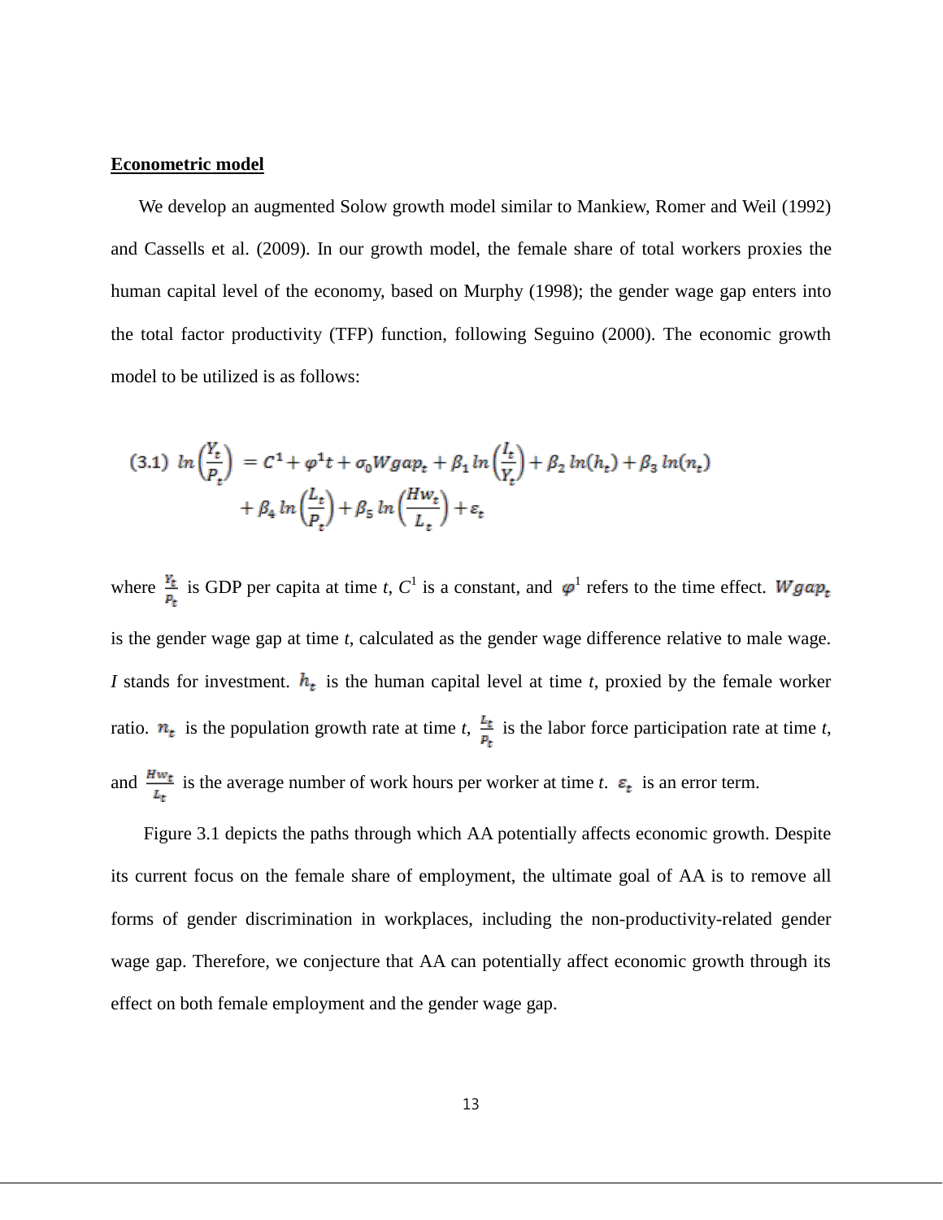**Econometric model**

We develop an augmented Solow growth model similar to Mankiew, Romer and Weil (1992) and Cassells et al. (2009). In our growth model, the female share of total workers proxies the human capital level of the economy, based on Murphy (1998); the gender wage gap enters into the total factor productivity (TFP) function, following Seguino (2000). The economic growth model to be utilized is as follows:

$$
\text{(3.1)} \quad ln\left(\frac{Y_t}{P_t}\right) = C^1 + \varphi^1 t + \sigma_0 Wgap_t + \beta_1 ln\left(\frac{I_t}{Y_t}\right) + \beta_2\, ln(h_t) + \beta_3\, ln(n_t) + \beta_4\, ln\left(\frac{L_t}{P_t}\right) + \beta_5\, ln\left(\frac{Hw_t}{L_t}\right) + \varepsilon_t
$$

where $\frac{Y_t}{P_t}$ is GDP per capita at time *t*, $C^1$ is a constant, and $\varphi^1$ refers to the time effect. $Wgap_t$ is the gender wage gap at time *t*, calculated as the gender wage difference relative to male wage. *I* stands for investment. $h_t$ is the human capital level at time *t*, proxied by the female worker ratio. $n_t$ is the population growth rate at time *t*, $\frac{L_t}{P_t}$ is the labor force participation rate at time *t*, and $\frac{Hw_t}{L_t}$ is the average number of work hours per worker at time *t*. $\varepsilon_t$ is an error term.

Figure 3.1 depicts the paths through which AA potentially affects economic growth. Despite its current focus on the female share of employment, the ultimate goal of AA is to remove all forms of gender discrimination in workplaces, including the non-productivity-related gender wage gap. Therefore, we conjecture that AA can potentially affect economic growth through its effect on both female employment and the gender wage gap.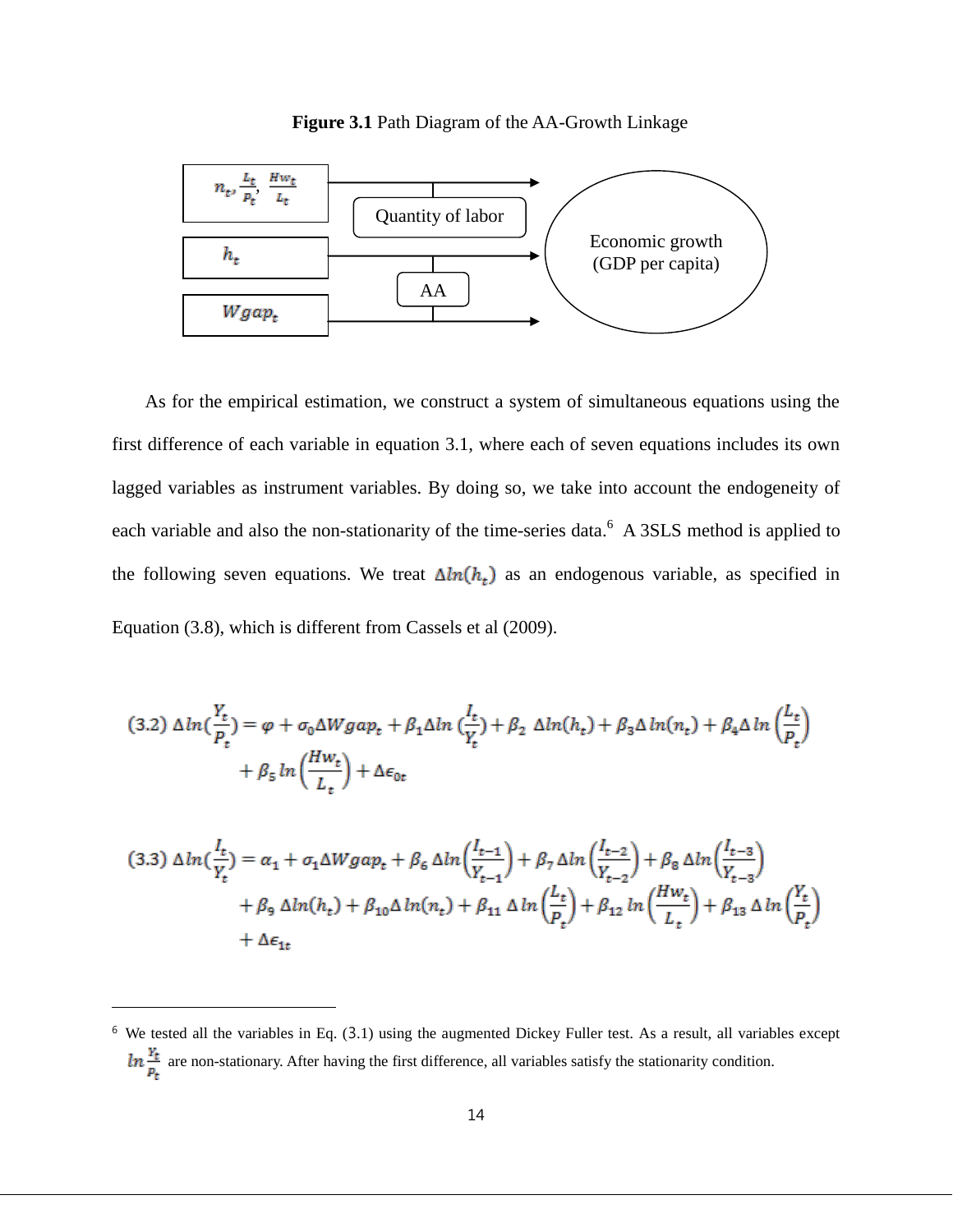**Figure 3.1** Path Diagram of the AA-Growth Linkage

As for the empirical estimation, we construct a system of simultaneous equations using the first difference of each variable in equation 3.1, where each of seven equations includes its own lagged variables as instrument variables. By doing so, we take into account the endogeneity of each variable and also the non-stationarity of the time-series data.[6] A 3SLS method is applied to the following seven equations. We treat $\Delta ln(h_t)$ as an endogenous variable, as specified in Equation (3.8), which is different from Cassels et al (2009).

$$
(3.2)\ \Delta ln(\frac{Y_t}{P_t}) = \varphi + \sigma_0 \Delta Wgap_t + \beta_1 \Delta ln\left(\frac{I_t}{Y_t}\right) + \beta_2\ \Delta ln(h_t) + \beta_3 \Delta ln(n_t) + \beta_4 \Delta ln\left(\frac{L_t}{P_t}\right) + \beta_5 ln\left(\frac{Hw_t}{L_t}\right) + \Delta\epsilon_{0t}
$$

$$
(3.3)\ \Delta ln(\frac{I_t}{Y_t}) = \alpha_1 + \sigma_1 \Delta Wgap_t + \beta_6 \Delta ln\left(\frac{I_{t-1}}{Y_{t-1}}\right) + \beta_7 \Delta ln\left(\frac{I_{t-2}}{Y_{t-2}}\right) + \beta_8 \Delta ln\left(\frac{I_{t-3}}{Y_{t-3}}\right) + \beta_9\ \Delta ln(h_t) + \beta_{10} \Delta ln(n_t) + \beta_{11} \Delta ln\left(\frac{L_t}{P_t}\right) + \beta_{12} ln\left(\frac{Hw_t}{L_t}\right) + \beta_{13} \Delta ln\left(\frac{Y_t}{P_t}\right) + \Delta\epsilon_{1t}
$$

---

[6] We tested all the variables in Eq. (3.1) using the augmented Dickey Fuller test. As a result, all variables except $ln\frac{Y_t}{P_t}$ are non-stationary. After having the first difference, all variables satisfy the stationarity condition.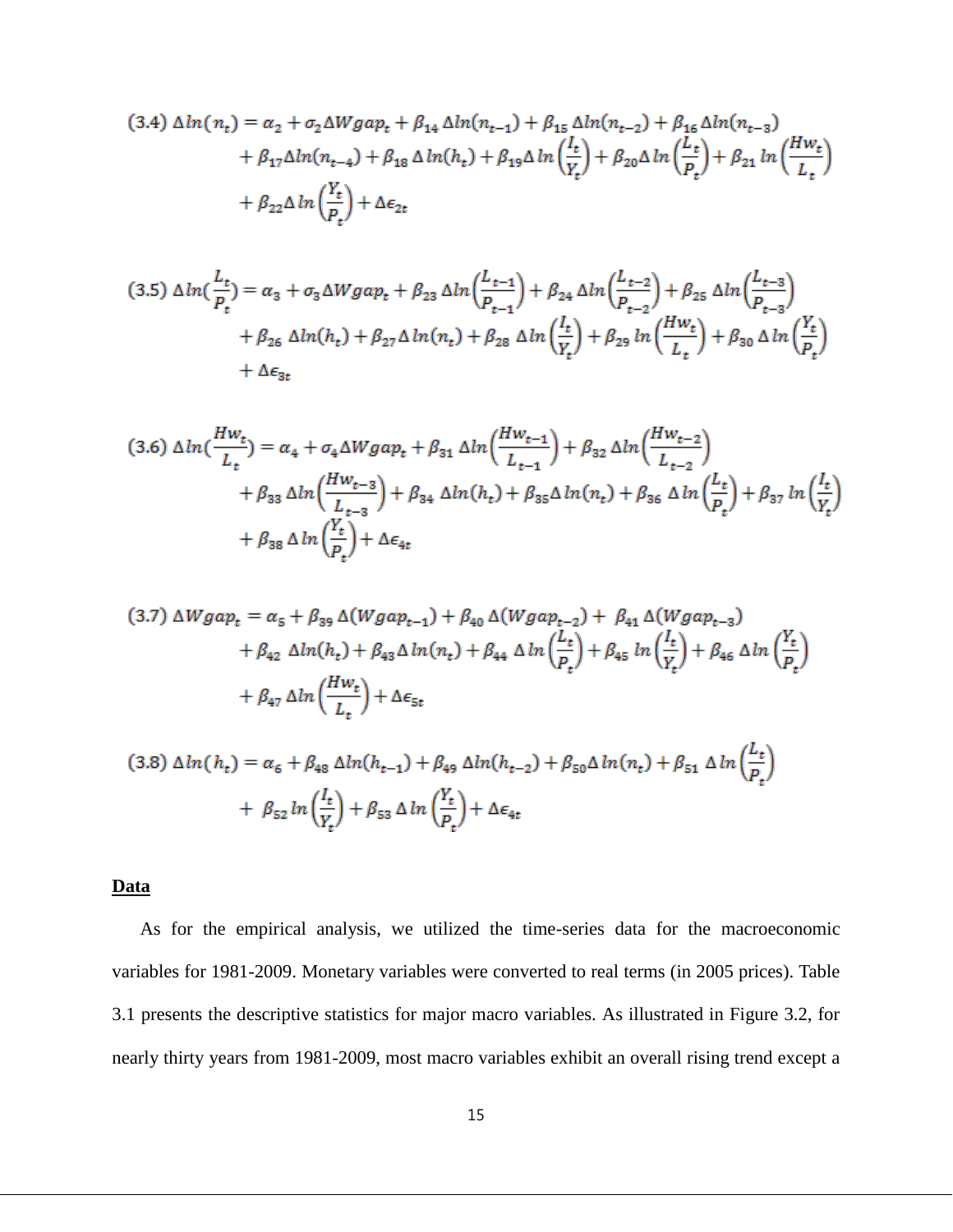$$(3.4)\ \Delta ln(n_t) = \alpha_2 + \sigma_2 \Delta Wgap_t + \beta_{14}\,\Delta ln(n_{t-1}) + \beta_{15}\,\Delta ln(n_{t-2}) + \beta_{16}\,\Delta ln(n_{t-3}) + \beta_{17}\Delta ln(n_{t-4}) + \beta_{18}\,\Delta\,ln(h_t) + \beta_{19}\Delta\,ln\left(\frac{I_t}{Y_t}\right) + \beta_{20}\Delta\,ln\left(\frac{L_t}{P_t}\right) + \beta_{21}\,ln\left(\frac{Hw_t}{L_t}\right) + \beta_{22}\Delta\,ln\left(\frac{Y_t}{P_t}\right) + \Delta\epsilon_{2t}$$

$$(3.5)\ \Delta ln(\frac{L_t}{P_t}) = \alpha_3 + \sigma_3 \Delta Wgap_t + \beta_{23}\,\Delta ln\left(\frac{L_{t-1}}{P_{t-1}}\right) + \beta_{24}\,\Delta ln\left(\frac{L_{t-2}}{P_{t-2}}\right) + \beta_{25}\,\Delta ln\left(\frac{L_{t-3}}{P_{t-3}}\right) + \beta_{26}\,\Delta ln(h_t) + \beta_{27}\Delta\,ln(n_t) + \beta_{28}\,\Delta\,ln\left(\frac{I_t}{Y_t}\right) + \beta_{29}\,ln\left(\frac{Hw_t}{L_t}\right) + \beta_{30}\,\Delta\,ln\left(\frac{Y_t}{P_t}\right) + \Delta\epsilon_{3t}$$

$$(3.6)\ \Delta ln(\frac{Hw_t}{L_t}) = \alpha_4 + \sigma_4 \Delta Wgap_t + \beta_{31}\,\Delta ln\left(\frac{Hw_{t-1}}{L_{t-1}}\right) + \beta_{32}\,\Delta ln\left(\frac{Hw_{t-2}}{L_{t-2}}\right) + \beta_{33}\,\Delta ln\left(\frac{Hw_{t-3}}{L_{t-3}}\right) + \beta_{34}\,\Delta ln(h_t) + \beta_{35}\Delta\,ln(n_t) + \beta_{36}\,\Delta\,ln\left(\frac{L_t}{P_t}\right) + \beta_{37}\,ln\left(\frac{I_t}{Y_t}\right) + \beta_{38}\,\Delta\,ln\left(\frac{Y_t}{P_t}\right) + \Delta\epsilon_{4t}$$

$$(3.7)\ \Delta Wgap_t = \alpha_5 + \beta_{39}\,\Delta(Wgap_{t-1}) + \beta_{40}\,\Delta(Wgap_{t-2}) + \beta_{41}\,\Delta(Wgap_{t-3}) + \beta_{42}\,\Delta ln(h_t) + \beta_{43}\Delta\,ln(n_t) + \beta_{44}\,\Delta\,ln\left(\frac{L_t}{P_t}\right) + \beta_{45}\,ln\left(\frac{I_t}{Y_t}\right) + \beta_{46}\,\Delta\,ln\left(\frac{Y_t}{P_t}\right) + \beta_{47}\,\Delta\,ln\left(\frac{Hw_t}{L_t}\right) + \Delta\epsilon_{5t}$$

$$(3.8)\ \Delta ln(h_t) = \alpha_6 + \beta_{48}\,\Delta ln(h_{t-1}) + \beta_{49}\,\Delta ln(h_{t-2}) + \beta_{50}\Delta\,ln(n_t) + \beta_{51}\,\Delta\,ln\left(\frac{L_t}{P_t}\right) + \beta_{52}\,ln\left(\frac{I_t}{Y_t}\right) + \beta_{53}\,\Delta\,ln\left(\frac{Y_t}{P_t}\right) + \Delta\epsilon_{4t}$$

**Data**

As for the empirical analysis, we utilized the time-series data for the macroeconomic variables for 1981-2009. Monetary variables were converted to real terms (in 2005 prices). Table 3.1 presents the descriptive statistics for major macro variables. As illustrated in Figure 3.2, for nearly thirty years from 1981-2009, most macro variables exhibit an overall rising trend except a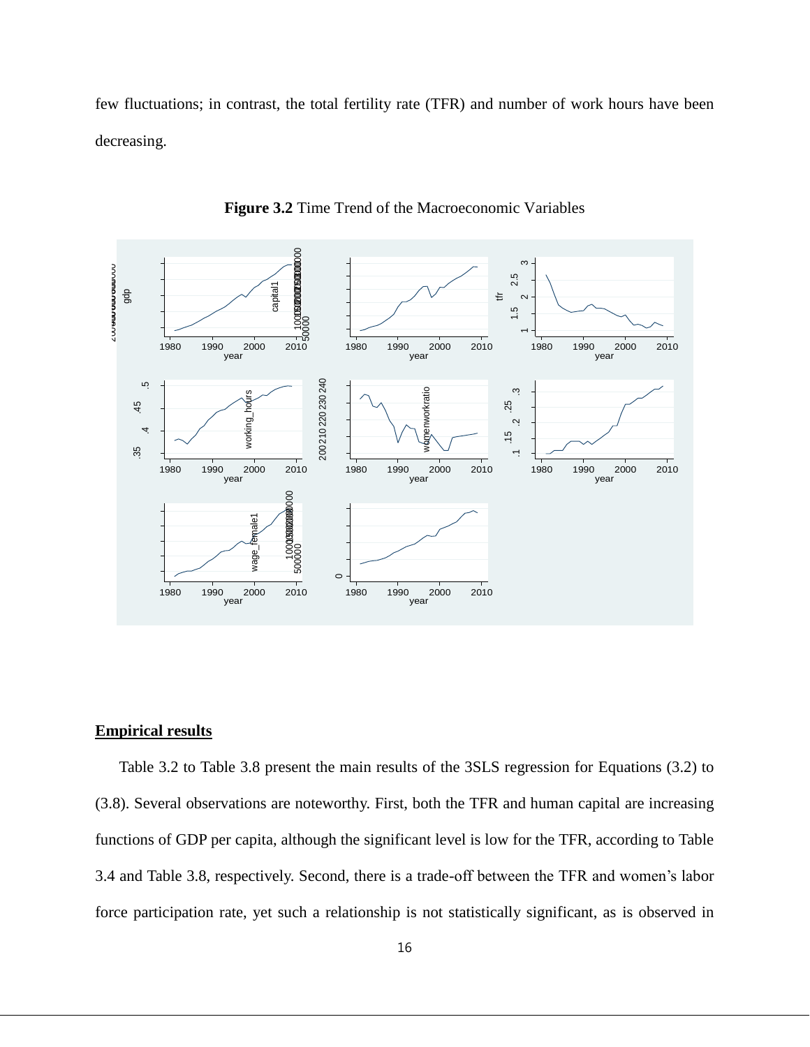few fluctuations; in contrast, the total fertility rate (TFR) and number of work hours have been decreasing.

**Figure 3.2** Time Trend of the Macroeconomic Variables

## Empirical results

Table 3.2 to Table 3.8 present the main results of the 3SLS regression for Equations (3.2) to (3.8). Several observations are noteworthy. First, both the TFR and human capital are increasing functions of GDP per capita, although the significant level is low for the TFR, according to Table 3.4 and Table 3.8, respectively. Second, there is a trade-off between the TFR and women's labor force participation rate, yet such a relationship is not statistically significant, as is observed in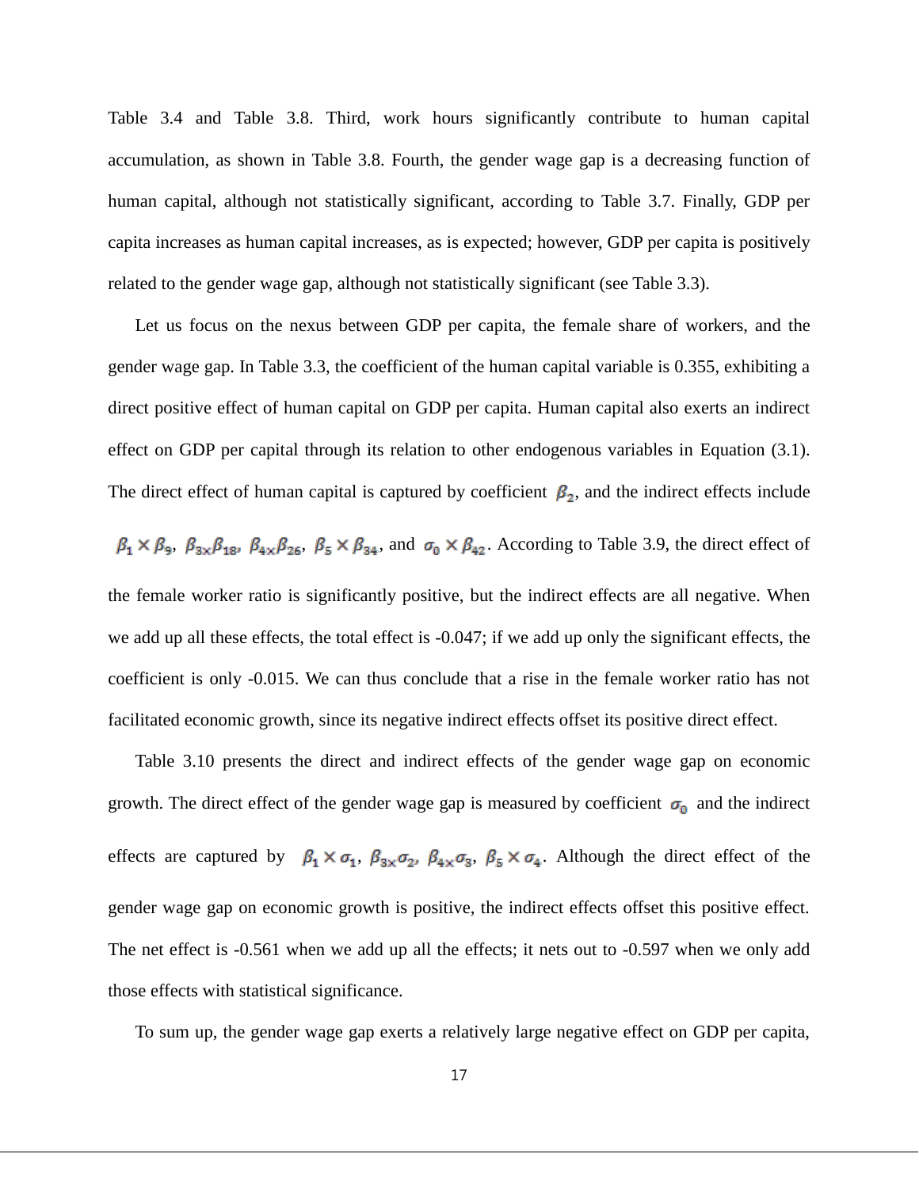Table 3.4 and Table 3.8. Third, work hours significantly contribute to human capital accumulation, as shown in Table 3.8. Fourth, the gender wage gap is a decreasing function of human capital, although not statistically significant, according to Table 3.7. Finally, GDP per capita increases as human capital increases, as is expected; however, GDP per capita is positively related to the gender wage gap, although not statistically significant (see Table 3.3).

Let us focus on the nexus between GDP per capita, the female share of workers, and the gender wage gap. In Table 3.3, the coefficient of the human capital variable is 0.355, exhibiting a direct positive effect of human capital on GDP per capita. Human capital also exerts an indirect effect on GDP per capital through its relation to other endogenous variables in Equation (3.1). The direct effect of human capital is captured by coefficient $\beta_2$, and the indirect effects include $\beta_1 \times \beta_9$, $\beta_{3\times}\beta_{18}$, $\beta_{4\times}\beta_{26}$, $\beta_5 \times \beta_{34}$, and $\sigma_0 \times \beta_{42}$. According to Table 3.9, the direct effect of the female worker ratio is significantly positive, but the indirect effects are all negative. When we add up all these effects, the total effect is -0.047; if we add up only the significant effects, the coefficient is only -0.015. We can thus conclude that a rise in the female worker ratio has not facilitated economic growth, since its negative indirect effects offset its positive direct effect.

Table 3.10 presents the direct and indirect effects of the gender wage gap on economic growth. The direct effect of the gender wage gap is measured by coefficient $\sigma_0$ and the indirect effects are captured by $\beta_1 \times \sigma_1$, $\beta_{3\times}\sigma_2$, $\beta_{4\times}\sigma_3$, $\beta_5 \times \sigma_4$. Although the direct effect of the gender wage gap on economic growth is positive, the indirect effects offset this positive effect. The net effect is -0.561 when we add up all the effects; it nets out to -0.597 when we only add those effects with statistical significance.

To sum up, the gender wage gap exerts a relatively large negative effect on GDP per capita,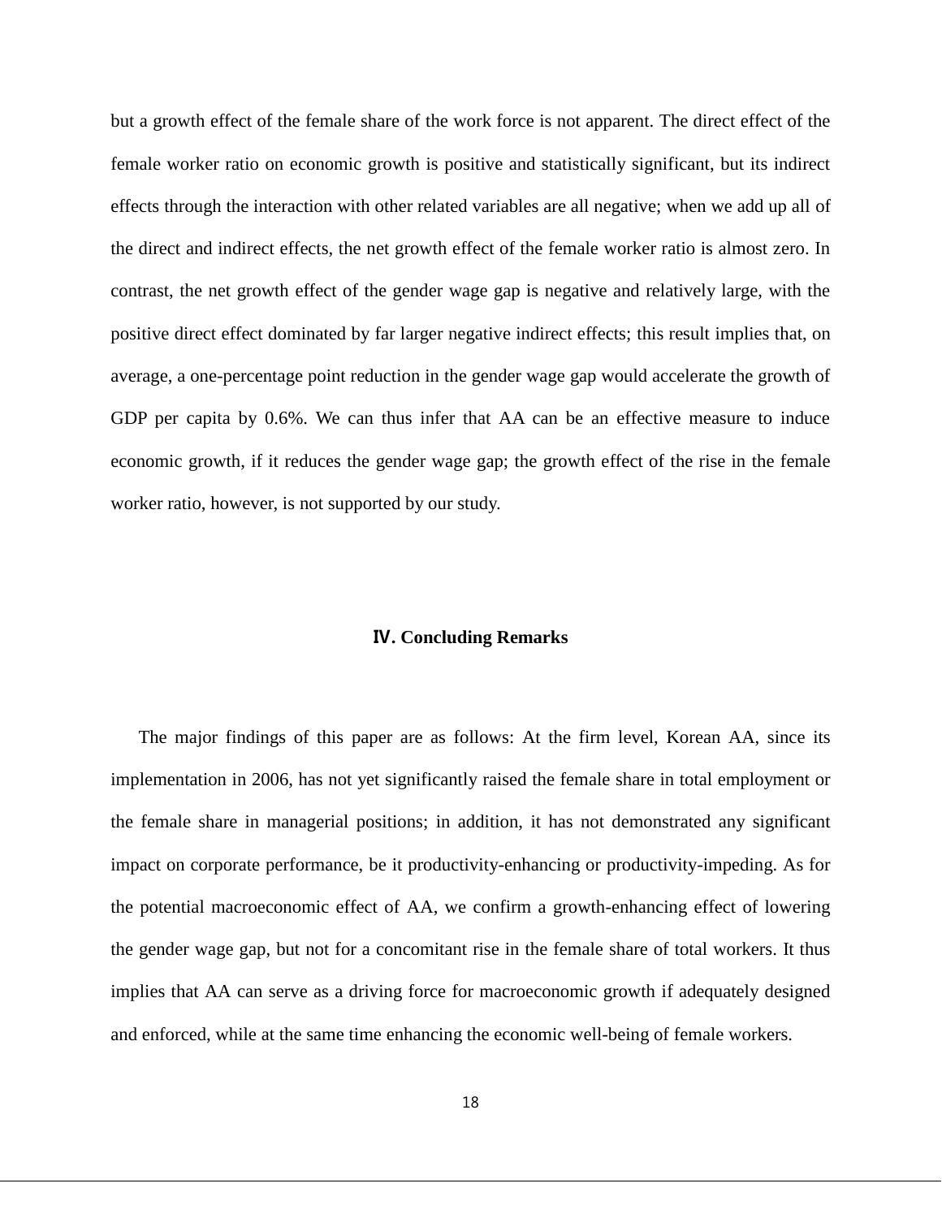but a growth effect of the female share of the work force is not apparent. The direct effect of the female worker ratio on economic growth is positive and statistically significant, but its indirect effects through the interaction with other related variables are all negative; when we add up all of the direct and indirect effects, the net growth effect of the female worker ratio is almost zero. In contrast, the net growth effect of the gender wage gap is negative and relatively large, with the positive direct effect dominated by far larger negative indirect effects; this result implies that, on average, a one-percentage point reduction in the gender wage gap would accelerate the growth of GDP per capita by 0.6%. We can thus infer that AA can be an effective measure to induce economic growth, if it reduces the gender wage gap; the growth effect of the rise in the female worker ratio, however, is not supported by our study.

## Ⅳ. Concluding Remarks

The major findings of this paper are as follows: At the firm level, Korean AA, since its implementation in 2006, has not yet significantly raised the female share in total employment or the female share in managerial positions; in addition, it has not demonstrated any significant impact on corporate performance, be it productivity-enhancing or productivity-impeding. As for the potential macroeconomic effect of AA, we confirm a growth-enhancing effect of lowering the gender wage gap, but not for a concomitant rise in the female share of total workers. It thus implies that AA can serve as a driving force for macroeconomic growth if adequately designed and enforced, while at the same time enhancing the economic well-being of female workers.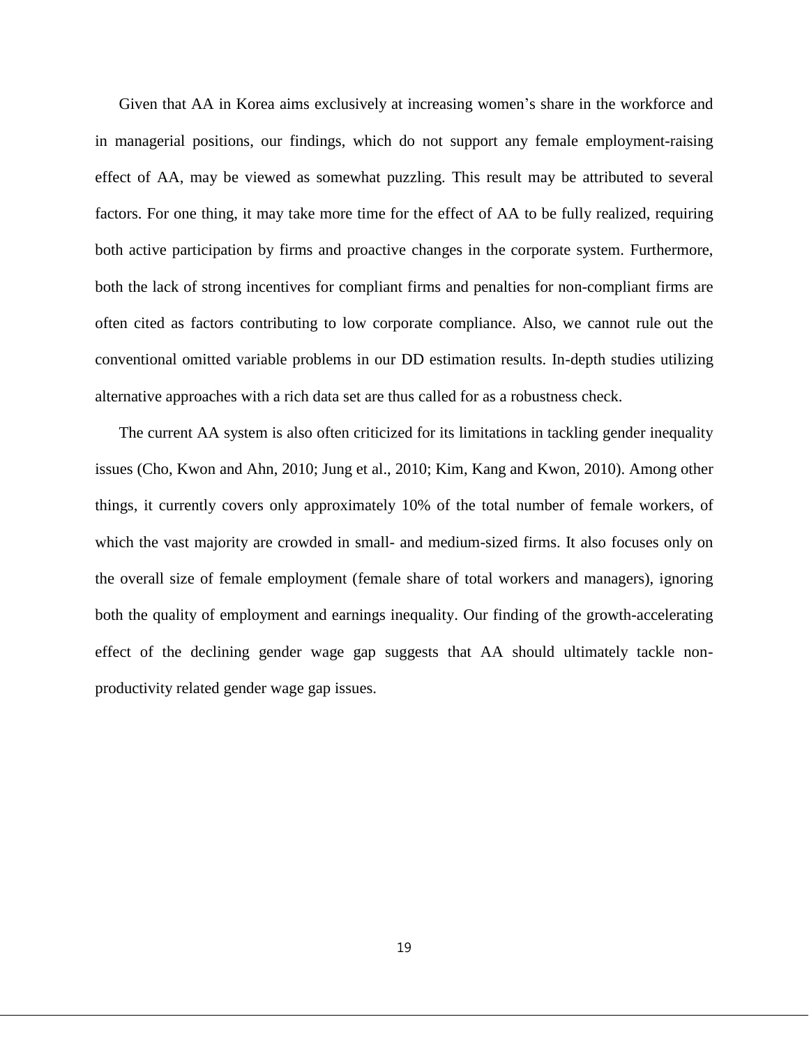Given that AA in Korea aims exclusively at increasing women's share in the workforce and in managerial positions, our findings, which do not support any female employment-raising effect of AA, may be viewed as somewhat puzzling. This result may be attributed to several factors. For one thing, it may take more time for the effect of AA to be fully realized, requiring both active participation by firms and proactive changes in the corporate system. Furthermore, both the lack of strong incentives for compliant firms and penalties for non-compliant firms are often cited as factors contributing to low corporate compliance. Also, we cannot rule out the conventional omitted variable problems in our DD estimation results. In-depth studies utilizing alternative approaches with a rich data set are thus called for as a robustness check.

The current AA system is also often criticized for its limitations in tackling gender inequality issues (Cho, Kwon and Ahn, 2010; Jung et al., 2010; Kim, Kang and Kwon, 2010). Among other things, it currently covers only approximately 10% of the total number of female workers, of which the vast majority are crowded in small- and medium-sized firms. It also focuses only on the overall size of female employment (female share of total workers and managers), ignoring both the quality of employment and earnings inequality. Our finding of the growth-accelerating effect of the declining gender wage gap suggests that AA should ultimately tackle non-productivity related gender wage gap issues.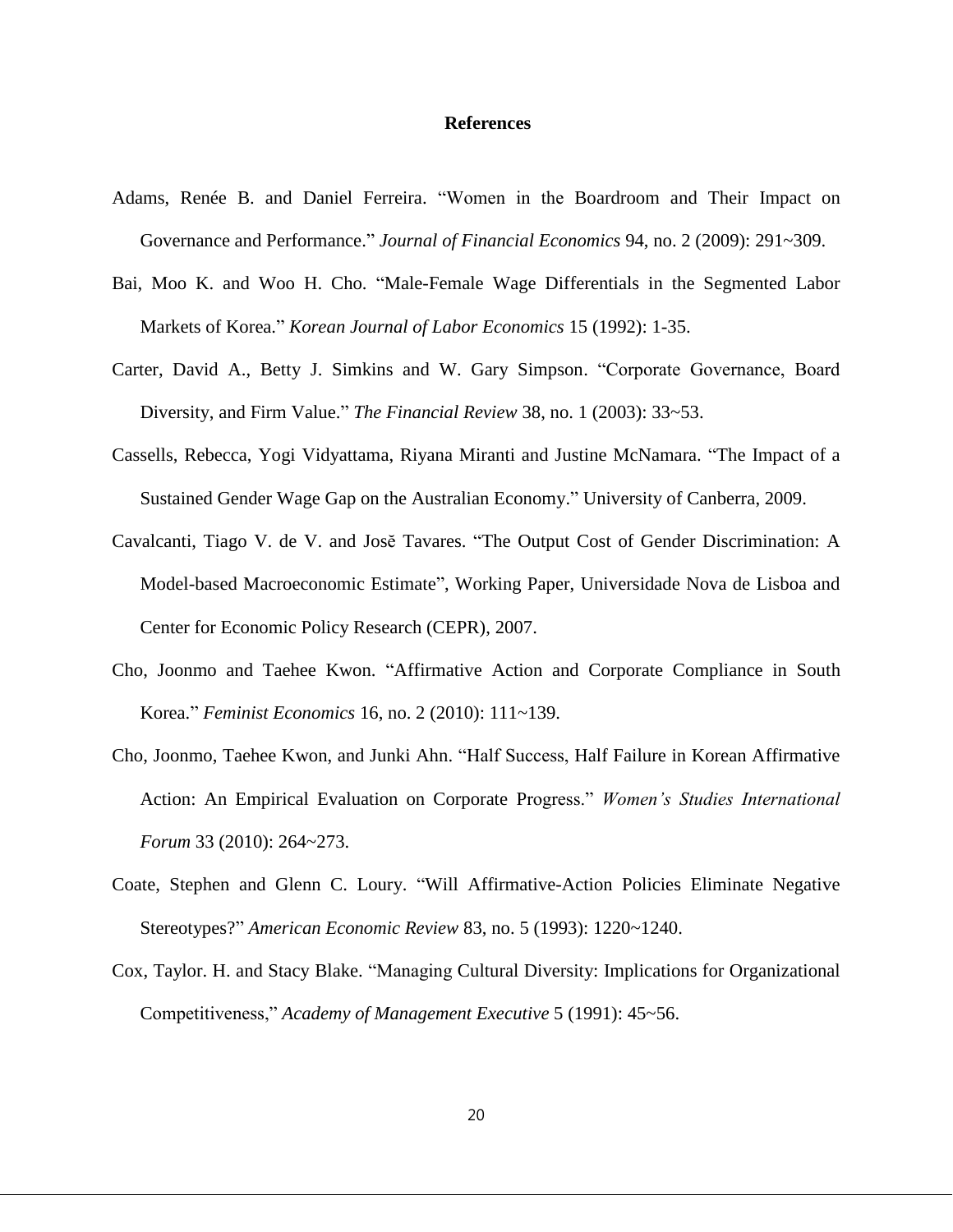# References

Adams, Renée B. and Daniel Ferreira. "Women in the Boardroom and Their Impact on Governance and Performance." *Journal of Financial Economics* 94, no. 2 (2009): 291~309.

Bai, Moo K. and Woo H. Cho. "Male-Female Wage Differentials in the Segmented Labor Markets of Korea." *Korean Journal of Labor Economics* 15 (1992): 1-35.

Carter, David A., Betty J. Simkins and W. Gary Simpson. "Corporate Governance, Board Diversity, and Firm Value." *The Financial Review* 38, no. 1 (2003): 33~53.

Cassells, Rebecca, Yogi Vidyattama, Riyana Miranti and Justine McNamara. "The Impact of a Sustained Gender Wage Gap on the Australian Economy." University of Canberra, 2009.

Cavalcanti, Tiago V. de V. and Josě Tavares. "The Output Cost of Gender Discrimination: A Model-based Macroeconomic Estimate", Working Paper, Universidade Nova de Lisboa and Center for Economic Policy Research (CEPR), 2007.

Cho, Joonmo and Taehee Kwon. "Affirmative Action and Corporate Compliance in South Korea." *Feminist Economics* 16, no. 2 (2010): 111~139.

Cho, Joonmo, Taehee Kwon, and Junki Ahn. "Half Success, Half Failure in Korean Affirmative Action: An Empirical Evaluation on Corporate Progress." *Women's Studies International Forum* 33 (2010): 264~273.

Coate, Stephen and Glenn C. Loury. "Will Affirmative-Action Policies Eliminate Negative Stereotypes?" *American Economic Review* 83, no. 5 (1993): 1220~1240.

Cox, Taylor. H. and Stacy Blake. "Managing Cultural Diversity: Implications for Organizational Competitiveness," *Academy of Management Executive* 5 (1991): 45~56.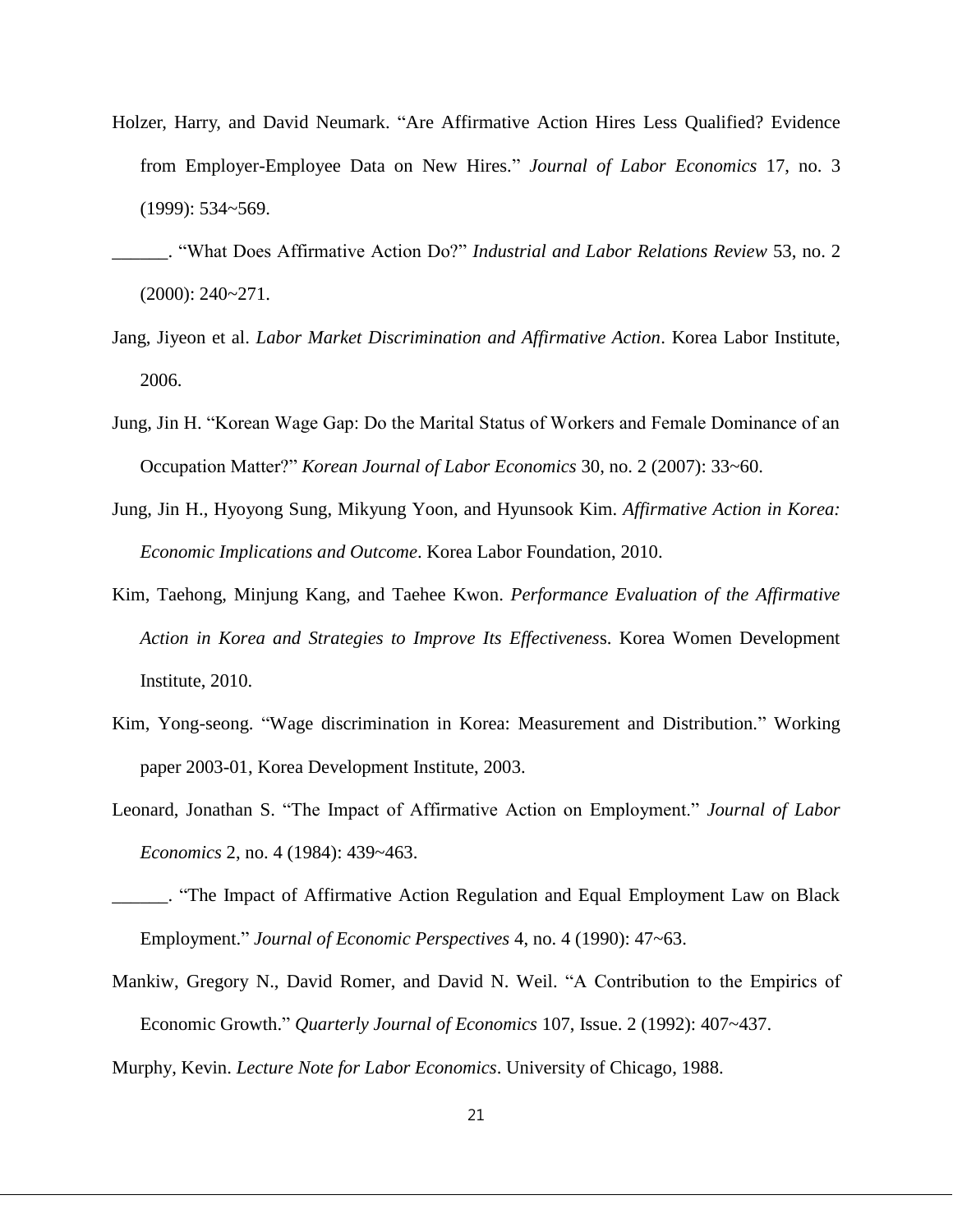Holzer, Harry, and David Neumark. “Are Affirmative Action Hires Less Qualified? Evidence from Employer-Employee Data on New Hires.” *Journal of Labor Economics* 17, no. 3 (1999): 534~569.

______. “What Does Affirmative Action Do?” *Industrial and Labor Relations Review* 53, no. 2 (2000): 240~271.

Jang, Jiyeon et al. *Labor Market Discrimination and Affirmative Action*. Korea Labor Institute, 2006.

Jung, Jin H. “Korean Wage Gap: Do the Marital Status of Workers and Female Dominance of an Occupation Matter?” *Korean Journal of Labor Economics* 30, no. 2 (2007): 33~60.

Jung, Jin H., Hyoyong Sung, Mikyung Yoon, and Hyunsook Kim. *Affirmative Action in Korea: Economic Implications and Outcome*. Korea Labor Foundation, 2010.

Kim, Taehong, Minjung Kang, and Taehee Kwon. *Performance Evaluation of the Affirmative Action in Korea and Strategies to Improve Its Effectiveness*. Korea Women Development Institute, 2010.

Kim, Yong-seong. “Wage discrimination in Korea: Measurement and Distribution.” Working paper 2003-01, Korea Development Institute, 2003.

Leonard, Jonathan S. “The Impact of Affirmative Action on Employment.” *Journal of Labor Economics* 2, no. 4 (1984): 439~463.

______. “The Impact of Affirmative Action Regulation and Equal Employment Law on Black Employment.” *Journal of Economic Perspectives* 4, no. 4 (1990): 47~63.

Mankiw, Gregory N., David Romer, and David N. Weil. “A Contribution to the Empirics of Economic Growth.” *Quarterly Journal of Economics* 107, Issue. 2 (1992): 407~437.

Murphy, Kevin. *Lecture Note for Labor Economics*. University of Chicago, 1988.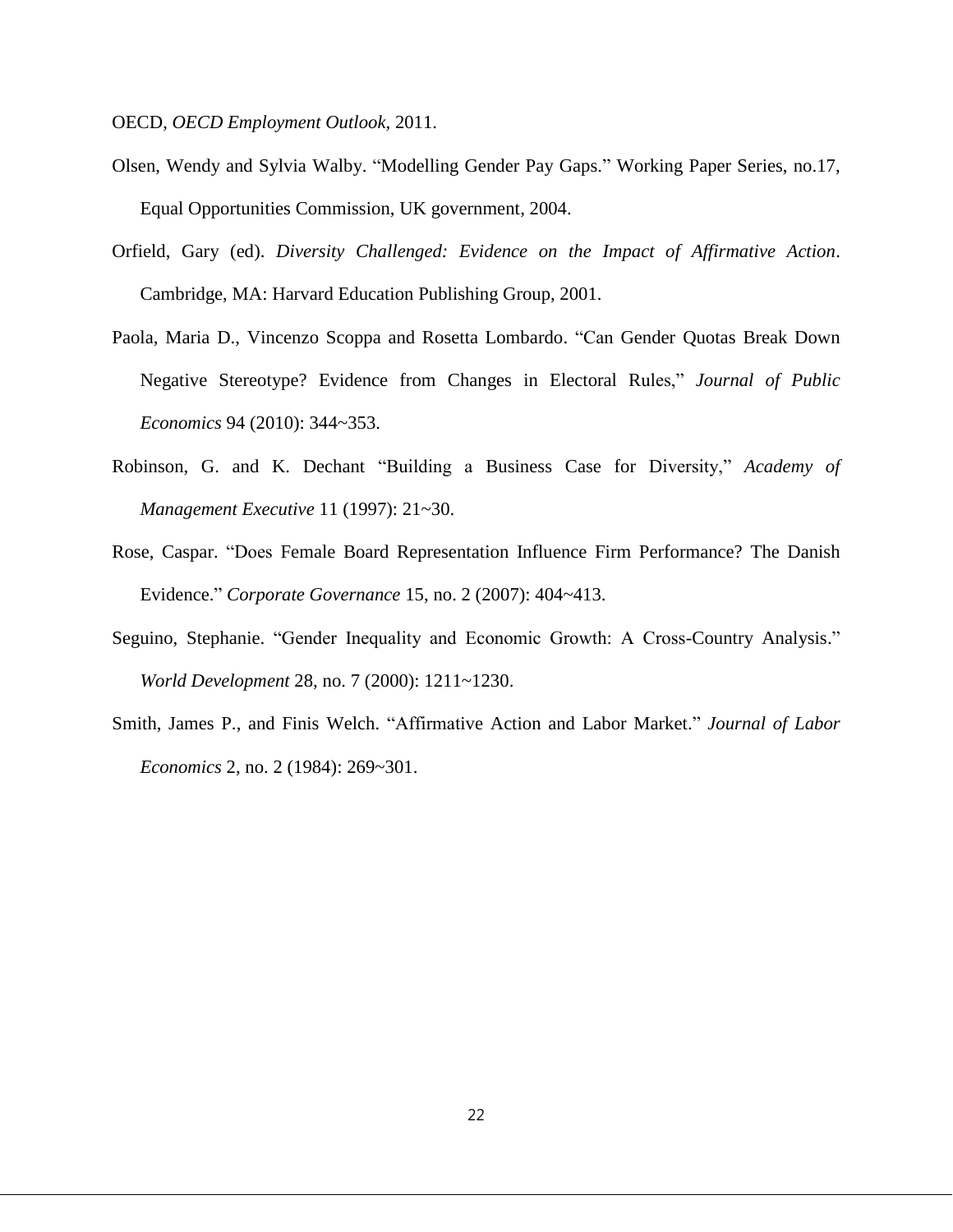OECD, *OECD Employment Outlook*, 2011.

Olsen, Wendy and Sylvia Walby. “Modelling Gender Pay Gaps.” Working Paper Series, no.17, Equal Opportunities Commission, UK government, 2004.

Orfield, Gary (ed). *Diversity Challenged: Evidence on the Impact of Affirmative Action*. Cambridge, MA: Harvard Education Publishing Group, 2001.

Paola, Maria D., Vincenzo Scoppa and Rosetta Lombardo. “Can Gender Quotas Break Down Negative Stereotype? Evidence from Changes in Electoral Rules,” *Journal of Public Economics* 94 (2010): 344~353.

Robinson, G. and K. Dechant “Building a Business Case for Diversity,” *Academy of Management Executive* 11 (1997): 21~30.

Rose, Caspar. “Does Female Board Representation Influence Firm Performance? The Danish Evidence.” *Corporate Governance* 15, no. 2 (2007): 404~413.

Seguino, Stephanie. “Gender Inequality and Economic Growth: A Cross-Country Analysis.” *World Development* 28, no. 7 (2000): 1211~1230.

Smith, James P., and Finis Welch. “Affirmative Action and Labor Market.” *Journal of Labor Economics* 2, no. 2 (1984): 269~301.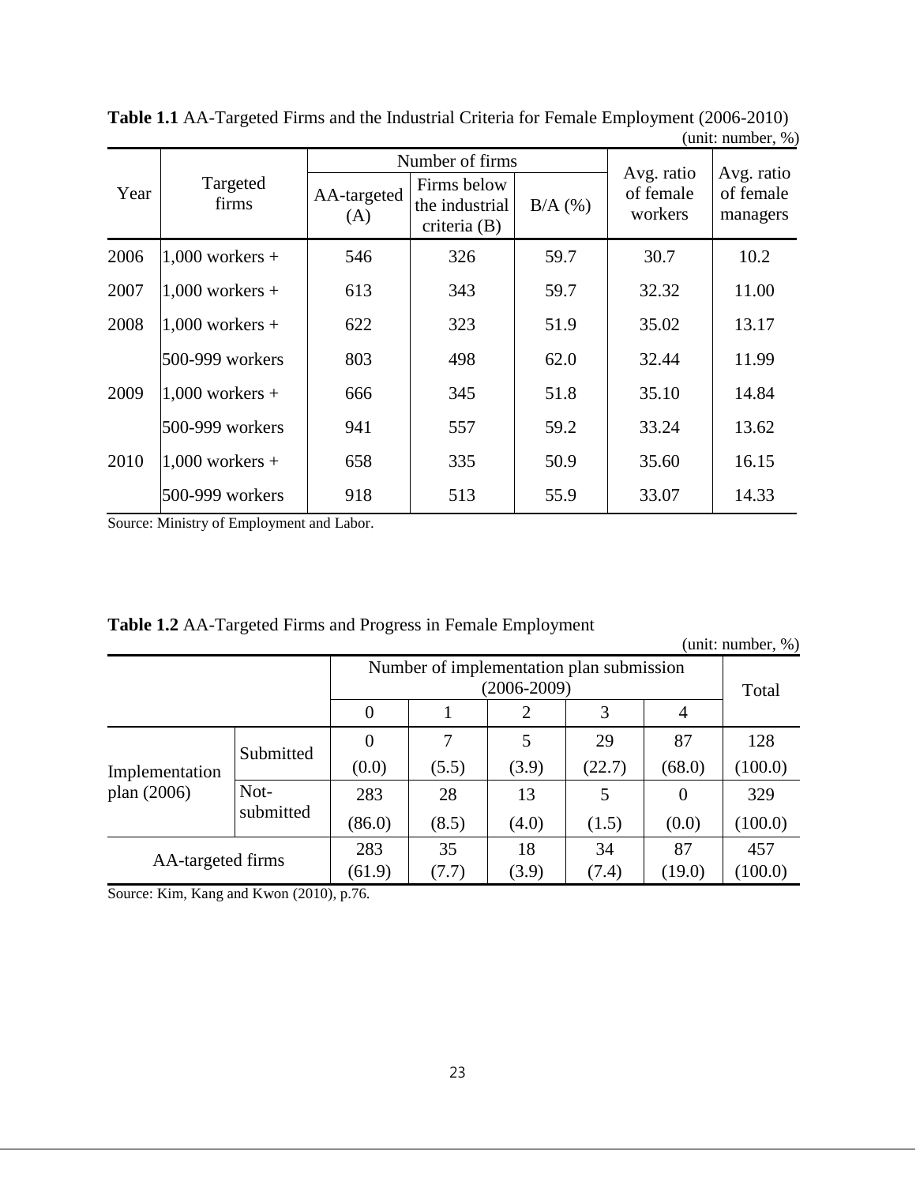**Table 1.1** AA-Targeted Firms and the Industrial Criteria for Female Employment (2006-2010)

(unit: number, %)

| Year | Targeted firms | Number of firms | | | Avg. ratio of female workers | Avg. ratio of female managers |
|---|---|---|---|---|---|---|
| | | AA-targeted (A) | Firms below the industrial criteria (B) | B/A (%) | | |
| 2006 | 1,000 workers + | 546 | 326 | 59.7 | 30.7 | 10.2 |
| 2007 | 1,000 workers + | 613 | 343 | 59.7 | 32.32 | 11.00 |
| 2008 | 1,000 workers + | 622 | 323 | 51.9 | 35.02 | 13.17 |
| | 500-999 workers | 803 | 498 | 62.0 | 32.44 | 11.99 |
| 2009 | 1,000 workers + | 666 | 345 | 51.8 | 35.10 | 14.84 |
| | 500-999 workers | 941 | 557 | 59.2 | 33.24 | 13.62 |
| 2010 | 1,000 workers + | 658 | 335 | 50.9 | 35.60 | 16.15 |
| | 500-999 workers | 918 | 513 | 55.9 | 33.07 | 14.33 |

Source: Ministry of Employment and Labor.

**Table 1.2** AA-Targeted Firms and Progress in Female Employment

(unit: number, %)

| | | Number of implementation plan submission (2006-2009) | | | | | Total |
|---|---|---|---|---|---|---|---|
| | | 0 | 1 | 2 | 3 | 4 | |
| Implementation plan (2006) | Submitted | 0 | 7 | 5 | 29 | 87 | 128 |
| | | (0.0) | (5.5) | (3.9) | (22.7) | (68.0) | (100.0) |
| | Not-submitted | 283 | 28 | 13 | 5 | 0 | 329 |
| | | (86.0) | (8.5) | (4.0) | (1.5) | (0.0) | (100.0) |
| AA-targeted firms | | 283 | 35 | 18 | 34 | 87 | 457 |
| | | (61.9) | (7.7) | (3.9) | (7.4) | (19.0) | (100.0) |

Source: Kim, Kang and Kwon (2010), p.76.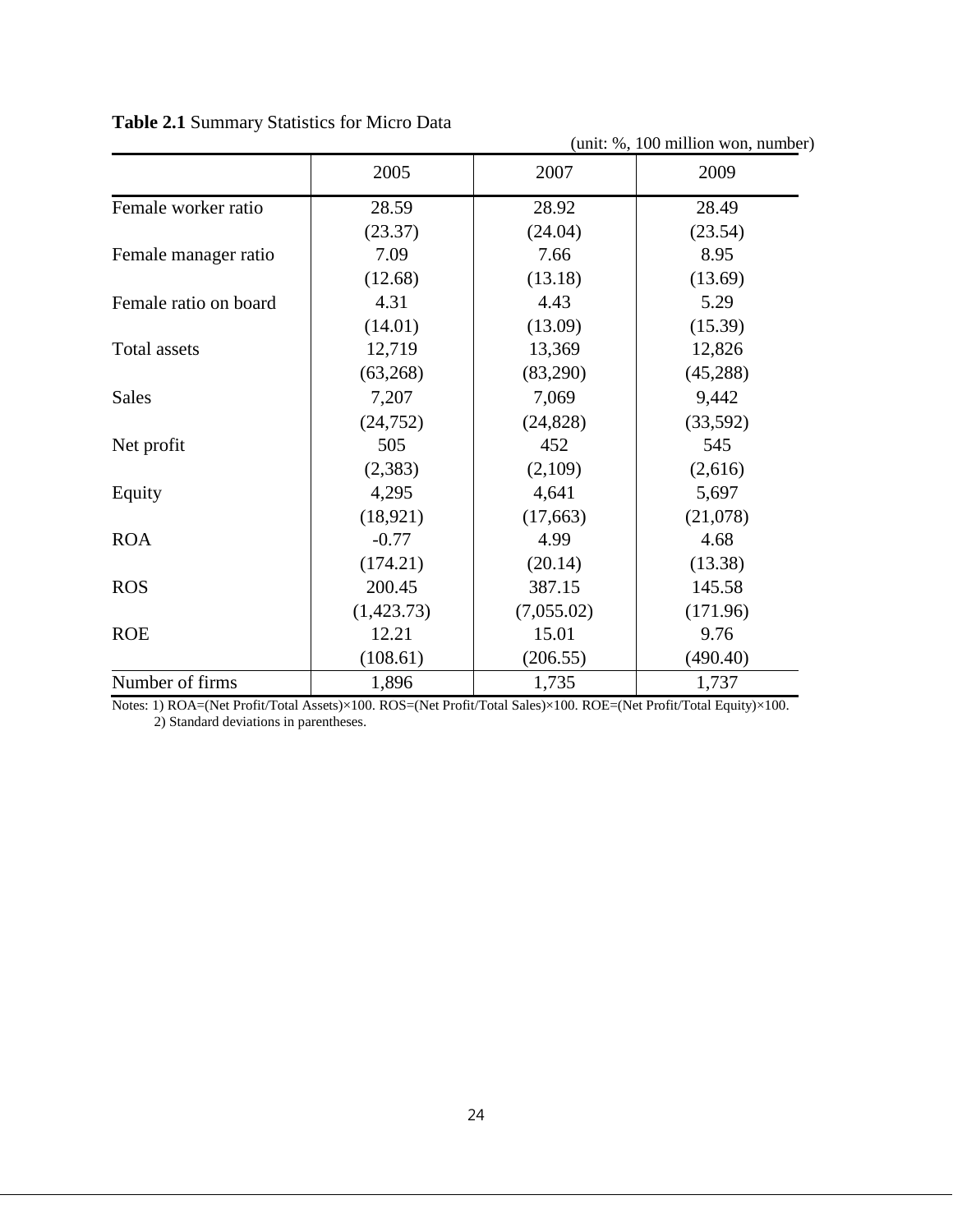**Table 2.1** Summary Statistics for Micro Data

(unit: %, 100 million won, number)

| | 2005 | 2007 | 2009 |
|---|---|---|---|
| Female worker ratio | 28.59 | 28.92 | 28.49 |
| | (23.37) | (24.04) | (23.54) |
| Female manager ratio | 7.09 | 7.66 | 8.95 |
| | (12.68) | (13.18) | (13.69) |
| Female ratio on board | 4.31 | 4.43 | 5.29 |
| | (14.01) | (13.09) | (15.39) |
| Total assets | 12,719 | 13,369 | 12,826 |
| | (63,268) | (83,290) | (45,288) |
| Sales | 7,207 | 7,069 | 9,442 |
| | (24,752) | (24,828) | (33,592) |
| Net profit | 505 | 452 | 545 |
| | (2,383) | (2,109) | (2,616) |
| Equity | 4,295 | 4,641 | 5,697 |
| | (18,921) | (17,663) | (21,078) |
| ROA | -0.77 | 4.99 | 4.68 |
| | (174.21) | (20.14) | (13.38) |
| ROS | 200.45 | 387.15 | 145.58 |
| | (1,423.73) | (7,055.02) | (171.96) |
| ROE | 12.21 | 15.01 | 9.76 |
| | (108.61) | (206.55) | (490.40) |
| Number of firms | 1,896 | 1,735 | 1,737 |

Notes: 1) ROA=(Net Profit/Total Assets)×100. ROS=(Net Profit/Total Sales)×100. ROE=(Net Profit/Total Equity)×100.
2) Standard deviations in parentheses.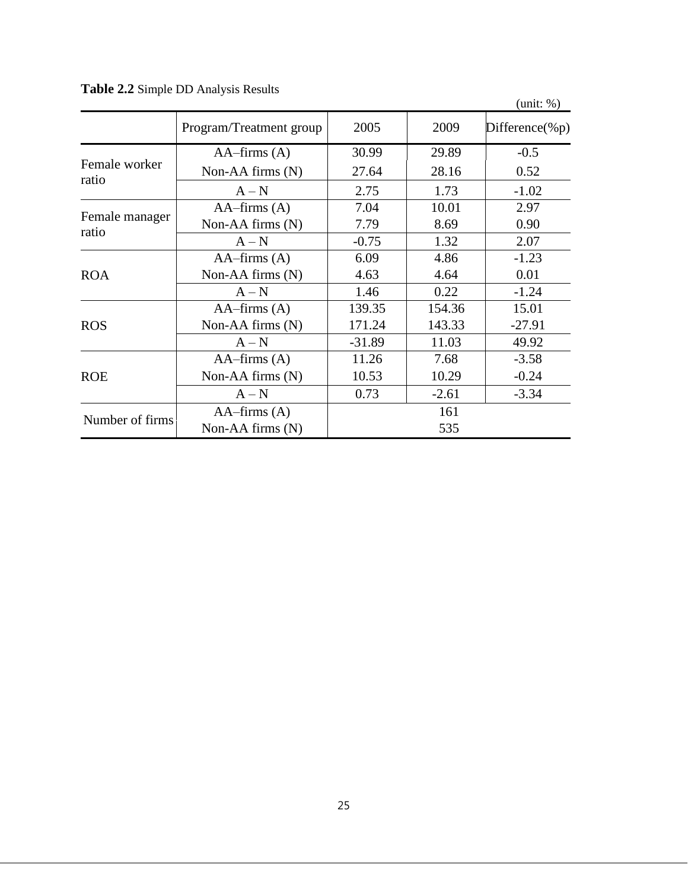**Table 2.2** Simple DD Analysis Results

(unit: %)

| | Program/Treatment group | 2005 | 2009 | Difference(%p) |
|---|---|---|---|---|
| Female worker ratio | AA–firms (A) | 30.99 | 29.89 | -0.5 |
| | Non-AA firms (N) | 27.64 | 28.16 | 0.52 |
| | A – N | 2.75 | 1.73 | -1.02 |
| Female manager ratio | AA–firms (A) | 7.04 | 10.01 | 2.97 |
| | Non-AA firms (N) | 7.79 | 8.69 | 0.90 |
| | A – N | -0.75 | 1.32 | 2.07 |
| ROA | AA–firms (A) | 6.09 | 4.86 | -1.23 |
| | Non-AA firms (N) | 4.63 | 4.64 | 0.01 |
| | A – N | 1.46 | 0.22 | -1.24 |
| ROS | AA–firms (A) | 139.35 | 154.36 | 15.01 |
| | Non-AA firms (N) | 171.24 | 143.33 | -27.91 |
| | A – N | -31.89 | 11.03 | 49.92 |
| ROE | AA–firms (A) | 11.26 | 7.68 | -3.58 |
| | Non-AA firms (N) | 10.53 | 10.29 | -0.24 |
| | A – N | 0.73 | -2.61 | -3.34 |
| Number of firms | AA–firms (A) | 161 | | |
| | Non-AA firms (N) | 535 | | |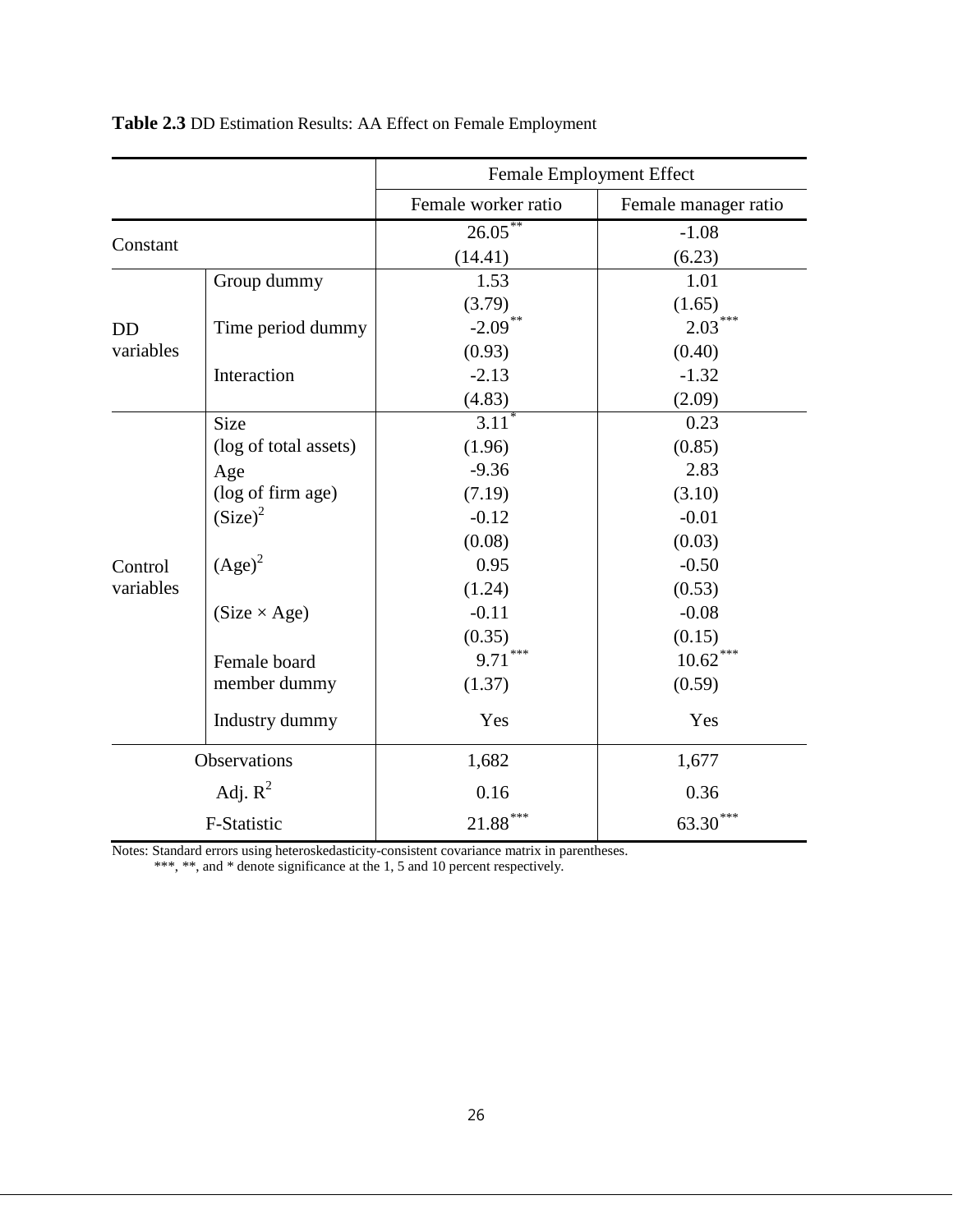**Table 2.3** DD Estimation Results: AA Effect on Female Employment

| | | Female Employment Effect | |
|---|---|---|---|
| | | Female worker ratio | Female manager ratio |
| Constant | | 26.05** | -1.08 |
| | | (14.41) | (6.23) |
| DD variables | Group dummy | 1.53 | 1.01 |
| | | (3.79) | (1.65) |
| | Time period dummy | -2.09** | 2.03*** |
| | | (0.93) | (0.40) |
| | Interaction | -2.13 | -1.32 |
| | | (4.83) | (2.09) |
| Control variables | Size (log of total assets) | 3.11* | 0.23 |
| | | (1.96) | (0.85) |
| | Age (log of firm age) | -9.36 | 2.83 |
| | | (7.19) | (3.10) |
| | $(\text{Size})^2$ | -0.12 | -0.01 |
| | | (0.08) | (0.03) |
| | $(\text{Age})^2$ | 0.95 | -0.50 |
| | | (1.24) | (0.53) |
| | (Size × Age) | -0.11 | -0.08 |
| | | (0.35) | (0.15) |
| | Female board member dummy | 9.71*** | 10.62*** |
| | | (1.37) | (0.59) |
| | Industry dummy | Yes | Yes |
| Observations | | 1,682 | 1,677 |
| Adj. $R^2$ | | 0.16 | 0.36 |
| F-Statistic | | 21.88*** | 63.30*** |

Notes: Standard errors using heteroskedasticity-consistent covariance matrix in parentheses.
***, **, and * denote significance at the 1, 5 and 10 percent respectively.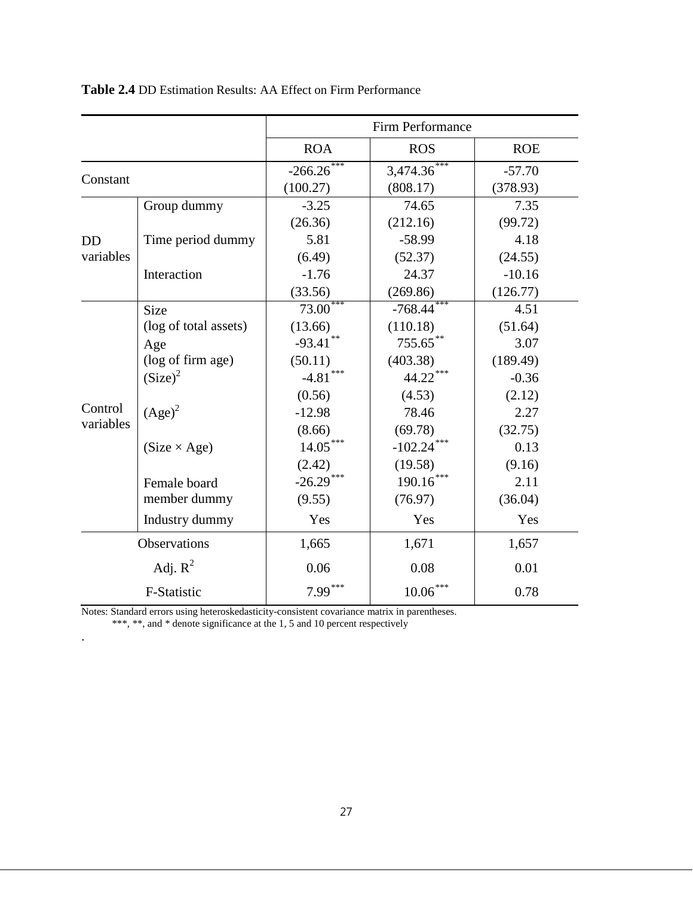**Table 2.4** DD Estimation Results: AA Effect on Firm Performance

| | | Firm Performance | | |
|---|---|---|---|---|
| | | ROA | ROS | ROE |
| Constant | | -266.26*** | 3,474.36*** | -57.70 |
| | | (100.27) | (808.17) | (378.93) |
| DD variables | Group dummy | -3.25 | 74.65 | 7.35 |
| | | (26.36) | (212.16) | (99.72) |
| | Time period dummy | 5.81 | -58.99 | 4.18 |
| | | (6.49) | (52.37) | (24.55) |
| | Interaction | -1.76 | 24.37 | -10.16 |
| | | (33.56) | (269.86) | (126.77) |
| Control variables | Size (log of total assets) | 73.00*** | -768.44*** | 4.51 |
| | | (13.66) | (110.18) | (51.64) |
| | Age (log of firm age) | -93.41** | 755.65** | 3.07 |
| | | (50.11) | (403.38) | (189.49) |
| | $(\text{Size})^2$ | -4.81*** | 44.22*** | -0.36 |
| | | (0.56) | (4.53) | (2.12) |
| | $(\text{Age})^2$ | -12.98 | 78.46 | 2.27 |
| | | (8.66) | (69.78) | (32.75) |
| | $(\text{Size} \times \text{Age})$ | 14.05*** | -102.24*** | 0.13 |
| | | (2.42) | (19.58) | (9.16) |
| | Female board member dummy | -26.29*** | 190.16*** | 2.11 |
| | | (9.55) | (76.97) | (36.04) |
| | Industry dummy | Yes | Yes | Yes |
| Observations | | 1,665 | 1,671 | 1,657 |
| Adj. $R^2$ | | 0.06 | 0.08 | 0.01 |
| F-Statistic | | 7.99*** | 10.06*** | 0.78 |

Notes: Standard errors using heteroskedasticity-consistent covariance matrix in parentheses.
***, **, and * denote significance at the 1, 5 and 10 percent respectively
.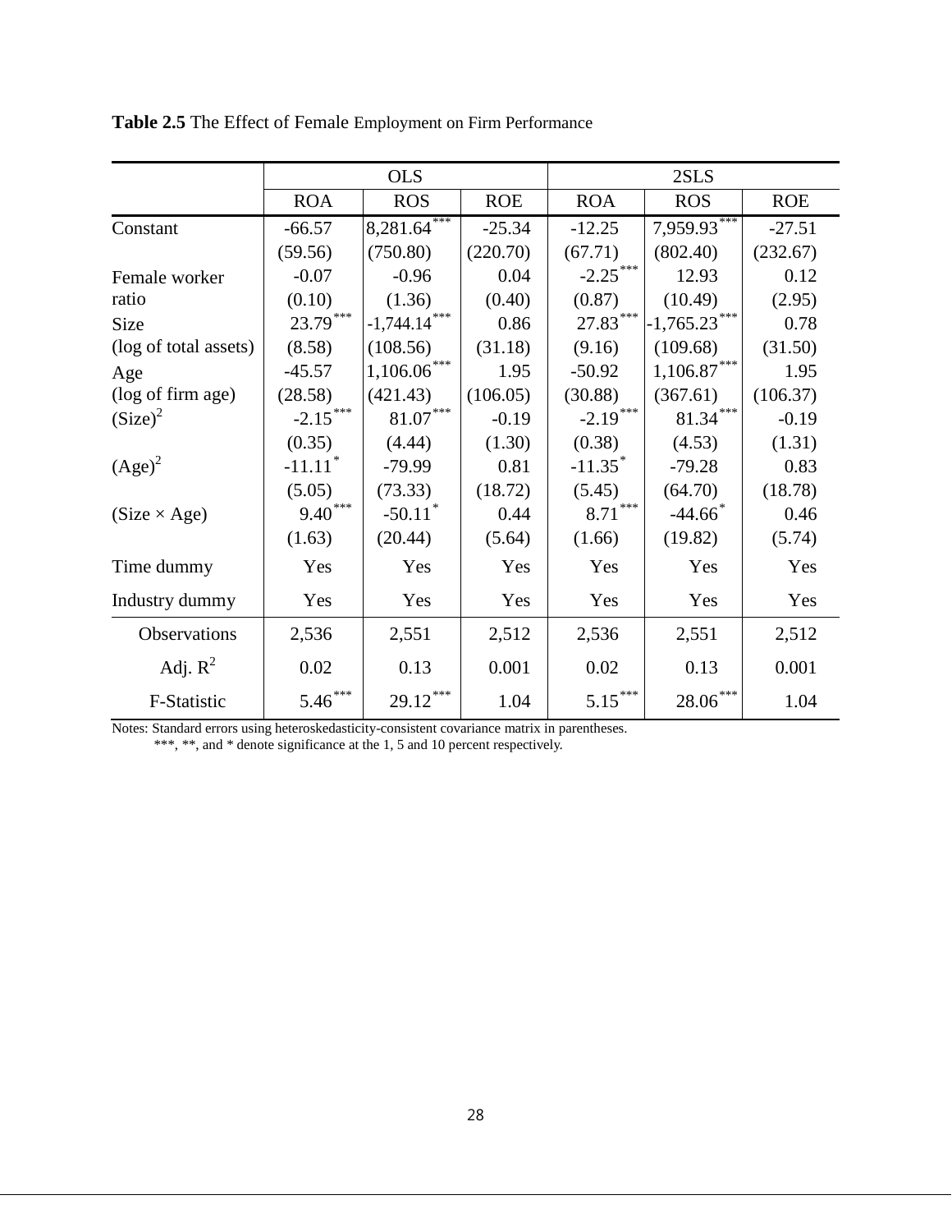**Table 2.5** The Effect of Female Employment on Firm Performance

| | OLS | | | 2SLS | | |
|---|---|---|---|---|---|---|
| | ROA | ROS | ROE | ROA | ROS | ROE |
| Constant | -66.57 | 8,281.64*** | -25.34 | -12.25 | 7,959.93*** | -27.51 |
| | (59.56) | (750.80) | (220.70) | (67.71) | (802.40) | (232.67) |
| Female worker ratio | -0.07 | -0.96 | 0.04 | -2.25*** | 12.93 | 0.12 |
| | (0.10) | (1.36) | (0.40) | (0.87) | (10.49) | (2.95) |
| Size (log of total assets) | 23.79*** | -1,744.14*** | 0.86 | 27.83*** | -1,765.23*** | 0.78 |
| | (8.58) | (108.56) | (31.18) | (9.16) | (109.68) | (31.50) |
| Age (log of firm age) | -45.57 | 1,106.06*** | 1.95 | -50.92 | 1,106.87*** | 1.95 |
| | (28.58) | (421.43) | (106.05) | (30.88) | (367.61) | (106.37) |
| $(\text{Size})^2$ | -2.15*** | 81.07*** | -0.19 | -2.19*** | 81.34*** | -0.19 |
| | (0.35) | (4.44) | (1.30) | (0.38) | (4.53) | (1.31) |
| $(\text{Age})^2$ | -11.11* | -79.99 | 0.81 | -11.35* | -79.28 | 0.83 |
| | (5.05) | (73.33) | (18.72) | (5.45) | (64.70) | (18.78) |
| (Size × Age) | 9.40*** | -50.11* | 0.44 | 8.71*** | -44.66* | 0.46 |
| | (1.63) | (20.44) | (5.64) | (1.66) | (19.82) | (5.74) |
| Time dummy | Yes | Yes | Yes | Yes | Yes | Yes |
| Industry dummy | Yes | Yes | Yes | Yes | Yes | Yes |
| Observations | 2,536 | 2,551 | 2,512 | 2,536 | 2,551 | 2,512 |
| Adj. $R^2$ | 0.02 | 0.13 | 0.001 | 0.02 | 0.13 | 0.001 |
| F-Statistic | 5.46*** | 29.12*** | 1.04 | 5.15*** | 28.06*** | 1.04 |

Notes: Standard errors using heteroskedasticity-consistent covariance matrix in parentheses.
***, **, and * denote significance at the 1, 5 and 10 percent respectively.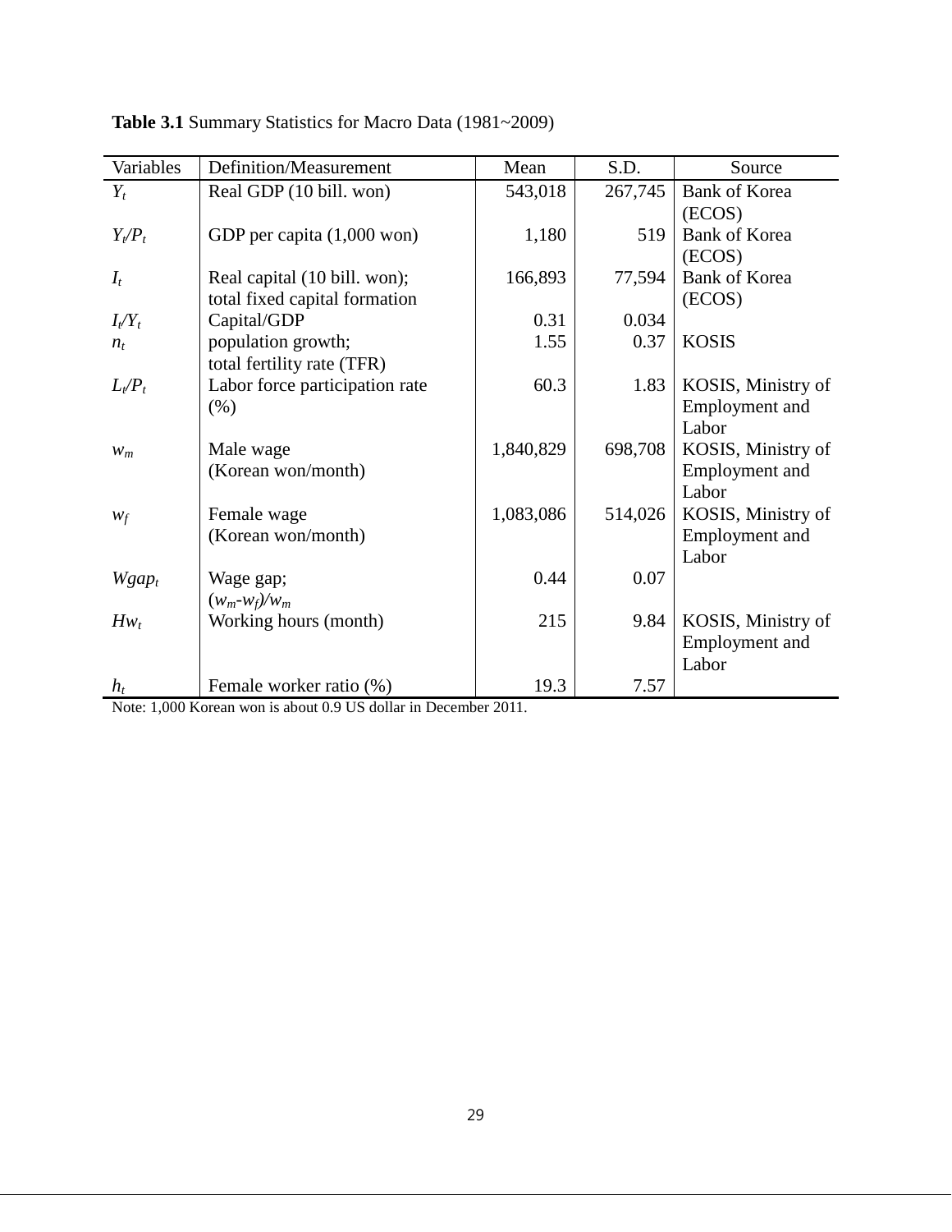**Table 3.1** Summary Statistics for Macro Data (1981~2009)

| Variables | Definition/Measurement | Mean | S.D. | Source |
|---|---|---|---|---|
| $Y_t$ | Real GDP (10 bill. won) | 543,018 | 267,745 | Bank of Korea (ECOS) |
| $Y_t/P_t$ | GDP per capita (1,000 won) | 1,180 | 519 | Bank of Korea (ECOS) |
| $I_t$ | Real capital (10 bill. won); total fixed capital formation | 166,893 | 77,594 | Bank of Korea (ECOS) |
| $I_t/Y_t$ | Capital/GDP | 0.31 | 0.034 | |
| $n_t$ | population growth; total fertility rate (TFR) | 1.55 | 0.37 | KOSIS |
| $L_t/P_t$ | Labor force participation rate (%) | 60.3 | 1.83 | KOSIS, Ministry of Employment and Labor |
| $w_m$ | Male wage (Korean won/month) | 1,840,829 | 698,708 | KOSIS, Ministry of Employment and Labor |
| $w_f$ | Female wage (Korean won/month) | 1,083,086 | 514,026 | KOSIS, Ministry of Employment and Labor |
| $Wgap_t$ | Wage gap; $(w_m-w_f)/w_m$ | 0.44 | 0.07 | |
| $Hw_t$ | Working hours (month) | 215 | 9.84 | KOSIS, Ministry of Employment and Labor |
| $h_t$ | Female worker ratio (%) | 19.3 | 7.57 | |

Note: 1,000 Korean won is about 0.9 US dollar in December 2011.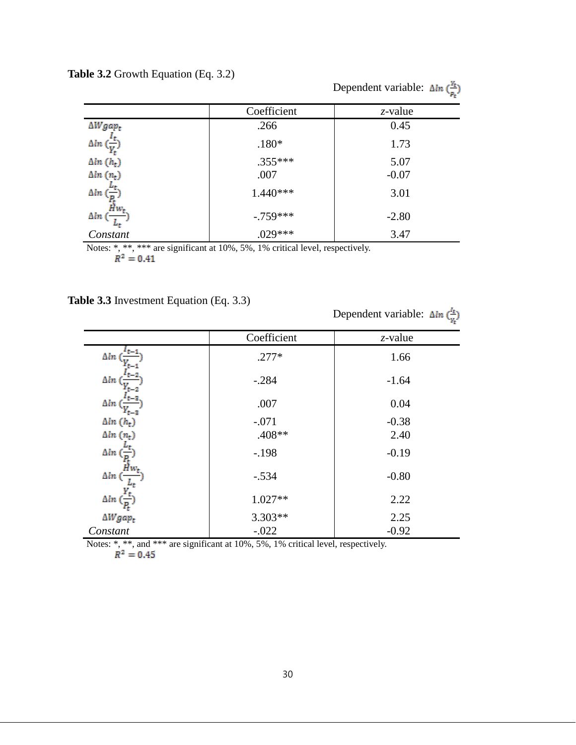**Table 3.2** Growth Equation (Eq. 3.2)

Dependent variable: $\Delta ln\,(\frac{Y_t}{P_t})$

| | Coefficient | *z*-value |
|---|---|---|
| $\Delta Wgap_t$ | .266 | 0.45 |
| $\Delta ln\,(\frac{I_t}{Y_t})$ | .180* | 1.73 |
| $\Delta ln\,(h_t)$ | .355*** | 5.07 |
| $\Delta ln\,(n_t)$ | .007 | -0.07 |
| $\Delta ln\,(\frac{L_t}{P_t})$ | 1.440*** | 3.01 |
| $\Delta ln\,(\frac{Hw_t}{L_t})$ | -.759*** | -2.80 |
| *Constant* | .029*** | 3.47 |

Notes: *, **, *** are significant at 10%, 5%, 1% critical level, respectively.
$R^2 = 0.41$

**Table 3.3** Investment Equation (Eq. 3.3)

Dependent variable: $\Delta ln\,(\frac{I_t}{Y_t})$

| | Coefficient | *z*-value |
|---|---|---|
| $\Delta ln\,(\frac{I_{t-1}}{Y_{t-1}})$ | .277* | 1.66 |
| $\Delta ln\,(\frac{I_{t-2}}{Y_{t-2}})$ | -.284 | -1.64 |
| $\Delta ln\,(\frac{I_{t-3}}{Y_{t-3}})$ | .007 | 0.04 |
| $\Delta ln\,(h_t)$ | -.071 | -0.38 |
| $\Delta ln\,(n_t)$ | .408** | 2.40 |
| $\Delta ln\,(\frac{L_t}{P_t})$ | -.198 | -0.19 |
| $\Delta ln\,(\frac{Hw_t}{L_t})$ | -.534 | -0.80 |
| $\Delta ln\,(\frac{Y_t}{P_t})$ | 1.027** | 2.22 |
| $\Delta Wgap_t$ | 3.303** | 2.25 |
| *Constant* | -.022 | -0.92 |

Notes: *, **, and *** are significant at 10%, 5%, 1% critical level, respectively.
$R^2 = 0.45$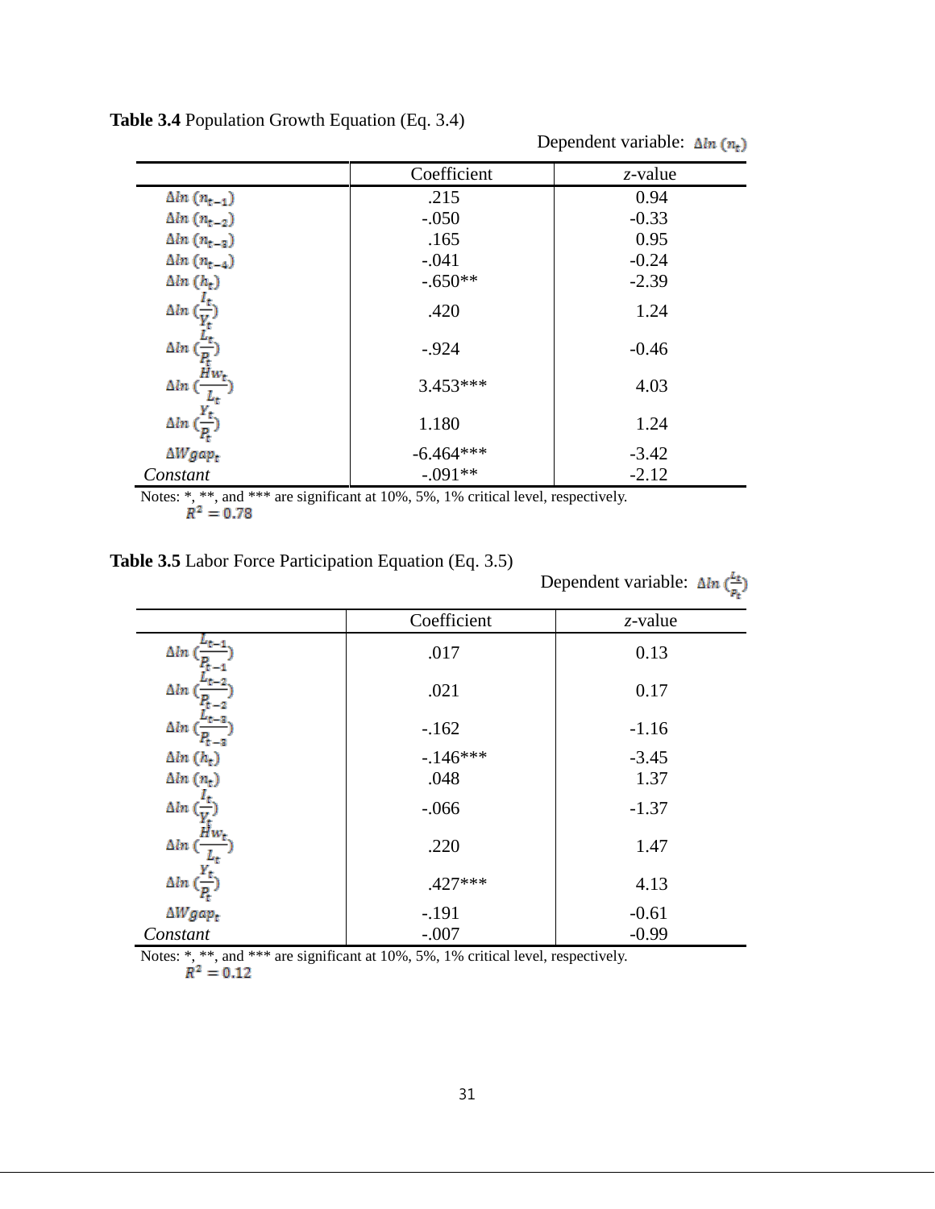**Table 3.4** Population Growth Equation (Eq. 3.4)

Dependent variable: $\Delta ln\,(n_t)$

| | Coefficient | *z*-value |
|---|---|---|
| $\Delta ln\,(n_{t-1})$ | .215 | 0.94 |
| $\Delta ln\,(n_{t-2})$ | -.050 | -0.33 |
| $\Delta ln\,(n_{t-3})$ | .165 | 0.95 |
| $\Delta ln\,(n_{t-4})$ | -.041 | -0.24 |
| $\Delta ln\,(h_t)$ | -.650** | -2.39 |
| $\Delta ln\,(\frac{I_t}{Y_t})$ | .420 | 1.24 |
| $\Delta ln\,(\frac{L_t}{P_t})$ | -.924 | -0.46 |
| $\Delta ln\,(\frac{Hw_t}{L_t})$ | 3.453*** | 4.03 |
| $\Delta ln\,(\frac{Y_t}{P_t})$ | 1.180 | 1.24 |
| $\Delta Wgap_t$ | -6.464*** | -3.42 |
| *Constant* | -.091** | -2.12 |

Notes: *, **, and *** are significant at 10%, 5%, 1% critical level, respectively.
$R^2 = 0.78$

**Table 3.5** Labor Force Participation Equation (Eq. 3.5)

Dependent variable: $\Delta ln\,(\frac{L_t}{P_t})$

| | Coefficient | *z*-value |
|---|---|---|
| $\Delta ln\,(\frac{L_{t-1}}{P_{t-1}})$ | .017 | 0.13 |
| $\Delta ln\,(\frac{L_{t-2}}{P_{t-2}})$ | .021 | 0.17 |
| $\Delta ln\,(\frac{L_{t-3}}{P_{t-3}})$ | -.162 | -1.16 |
| $\Delta ln\,(h_t)$ | -.146*** | -3.45 |
| $\Delta ln\,(n_t)$ | .048 | 1.37 |
| $\Delta ln\,(\frac{I_t}{Y_t})$ | -.066 | -1.37 |
| $\Delta ln\,(\frac{Hw_t}{L_t})$ | .220 | 1.47 |
| $\Delta ln\,(\frac{Y_t}{P_t})$ | .427*** | 4.13 |
| $\Delta Wgap_t$ | -.191 | -0.61 |
| *Constant* | -.007 | -0.99 |

Notes: *, **, and *** are significant at 10%, 5%, 1% critical level, respectively.
$R^2 = 0.12$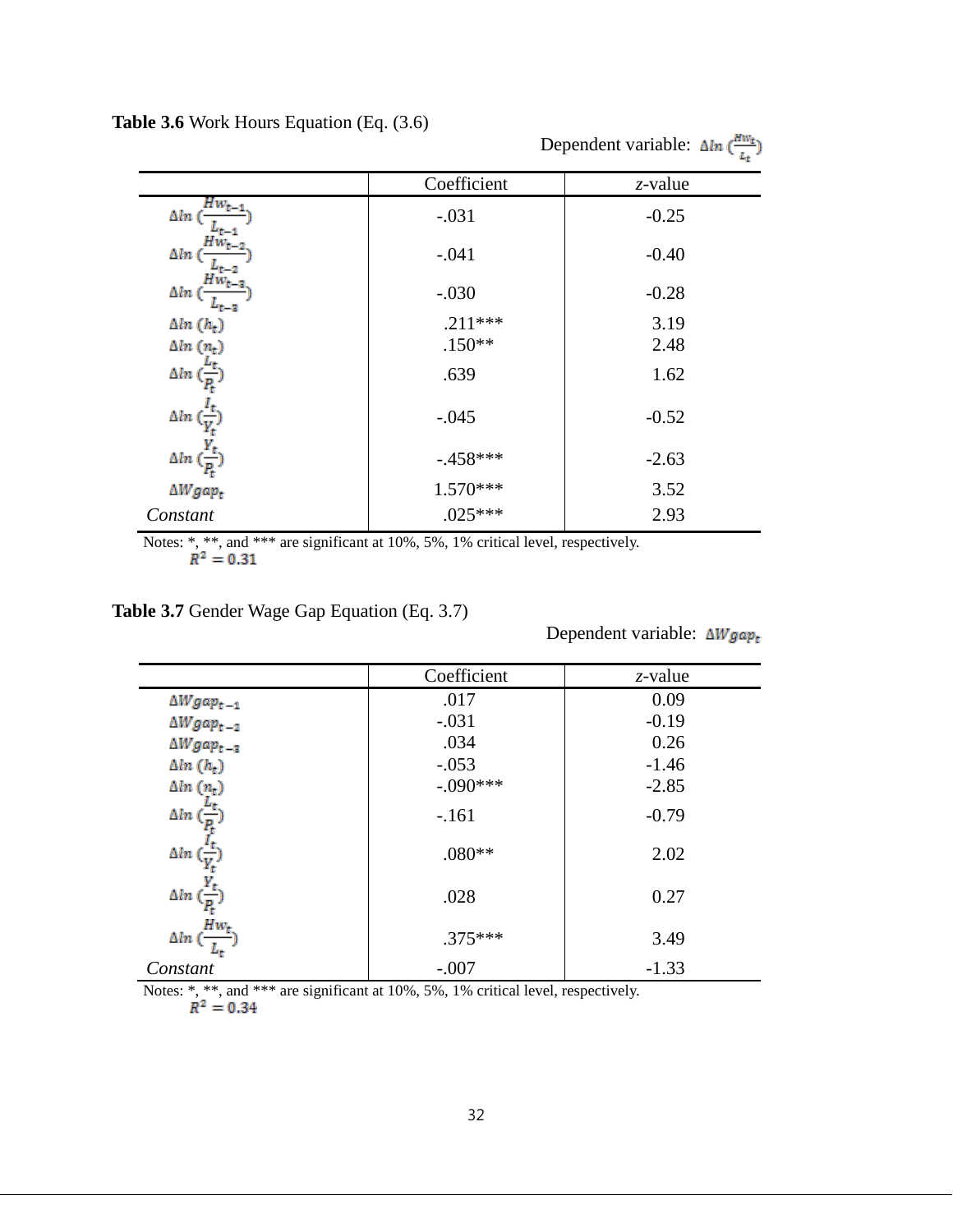**Table 3.6** Work Hours Equation (Eq. (3.6)

Dependent variable: $\Delta ln\,(\frac{Hw_t}{L_t})$

| | Coefficient | *z*-value |
|---|---|---|
| $\Delta ln\,(\frac{Hw_{t-1}}{L_{t-1}})$ | -.031 | -0.25 |
| $\Delta ln\,(\frac{Hw_{t-2}}{L_{t-2}})$ | -.041 | -0.40 |
| $\Delta ln\,(\frac{Hw_{t-3}}{L_{t-3}})$ | -.030 | -0.28 |
| $\Delta ln\,(h_t)$ | .211*** | 3.19 |
| $\Delta ln\,(n_t)$ | .150** | 2.48 |
| $\Delta ln\,(\frac{L_t}{P_t})$ | .639 | 1.62 |
| $\Delta ln\,(\frac{I_t}{Y_t})$ | -.045 | -0.52 |
| $\Delta ln\,(\frac{Y_t}{P_t})$ | -.458*** | -2.63 |
| $\Delta Wgap_t$ | 1.570*** | 3.52 |
| *Constant* | .025*** | 2.93 |

Notes: *, **, and *** are significant at 10%, 5%, 1% critical level, respectively.
$R^2 = 0.31$

**Table 3.7** Gender Wage Gap Equation (Eq. 3.7)

Dependent variable: $\Delta Wgap_t$

| | Coefficient | *z*-value |
|---|---|---|
| $\Delta Wgap_{t-1}$ | .017 | 0.09 |
| $\Delta Wgap_{t-2}$ | -.031 | -0.19 |
| $\Delta Wgap_{t-3}$ | .034 | 0.26 |
| $\Delta ln\,(h_t)$ | -.053 | -1.46 |
| $\Delta ln\,(n_t)$ | -.090*** | -2.85 |
| $\Delta ln\,(\frac{L_t}{P_t})$ | -.161 | -0.79 |
| $\Delta ln\,(\frac{I_t}{Y_t})$ | .080** | 2.02 |
| $\Delta ln\,(\frac{Y_t}{P_t})$ | .028 | 0.27 |
| $\Delta ln\,(\frac{Hw_t}{L_t})$ | .375*** | 3.49 |
| *Constant* | -.007 | -1.33 |

Notes: *, **, and *** are significant at 10%, 5%, 1% critical level, respectively.
$R^2 = 0.34$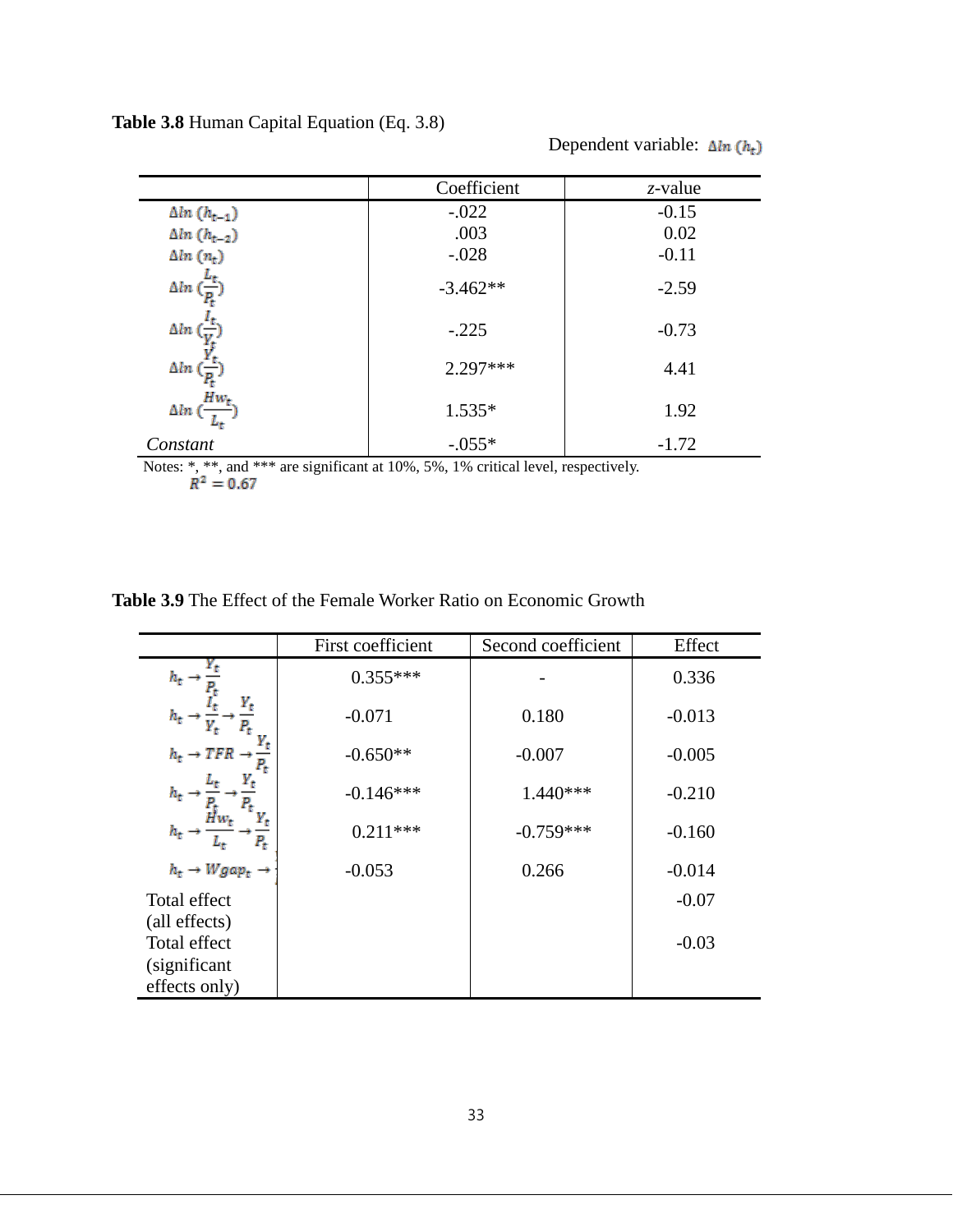**Table 3.8** Human Capital Equation (Eq. 3.8)

Dependent variable: $\Delta ln\,(h_t)$

| | Coefficient | *z*-value |
|---|---|---|
| $\Delta ln\,(h_{t-1})$ | -.022 | -0.15 |
| $\Delta ln\,(h_{t-2})$ | .003 | 0.02 |
| $\Delta ln\,(n_t)$ | -.028 | -0.11 |
| $\Delta ln\,(\frac{L_t}{P_t})$ | -3.462** | -2.59 |
| $\Delta ln\,(\frac{I_t}{Y_t})$ | -.225 | -0.73 |
| $\Delta ln\,(\frac{Y_t}{P_t})$ | 2.297*** | 4.41 |
| $\Delta ln\,(\frac{Hw_t}{L_t})$ | 1.535* | 1.92 |
| *Constant* | -.055* | -1.72 |

Notes: *, **, and *** are significant at 10%, 5%, 1% critical level, respectively.
$R^2 = 0.67$

**Table 3.9** The Effect of the Female Worker Ratio on Economic Growth

| | First coefficient | Second coefficient | Effect |
|---|---|---|---|
| $h_t \rightarrow \frac{Y_t}{P_t}$ | 0.355*** | - | 0.336 |
| $h_t \rightarrow \frac{I_t}{Y_t} \rightarrow \frac{Y_t}{P_t}$ | -0.071 | 0.180 | -0.013 |
| $h_t \rightarrow TFR \rightarrow \frac{Y_t}{P_t}$ | -0.650** | -0.007 | -0.005 |
| $h_t \rightarrow \frac{L_t}{P_t} \rightarrow \frac{Y_t}{P_t}$ | -0.146*** | 1.440*** | -0.210 |
| $h_t \rightarrow \frac{Hw_t}{L_t} \rightarrow \frac{Y_t}{P_t}$ | 0.211*** | -0.759*** | -0.160 |
| $h_t \rightarrow Wgap_t \rightarrow$ | -0.053 | 0.266 | -0.014 |
| Total effect (all effects) | | | -0.07 |
| Total effect (significant effects only) | | | -0.03 |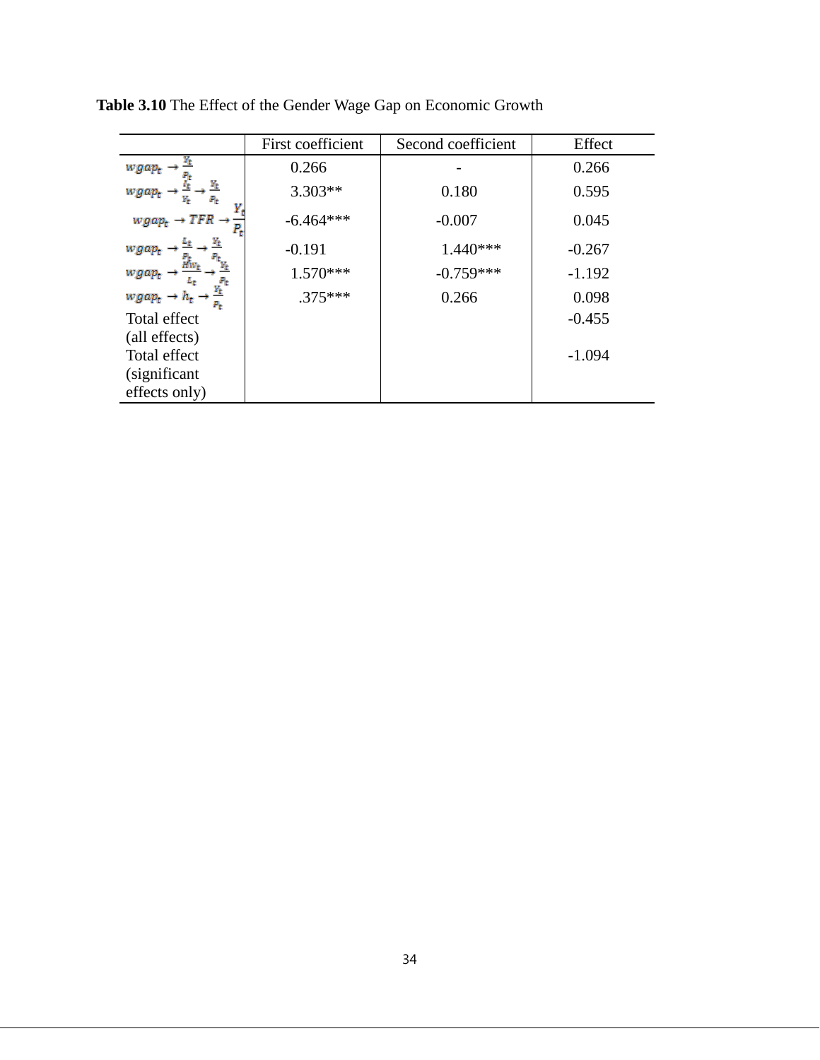**Table 3.10** The Effect of the Gender Wage Gap on Economic Growth

| | First coefficient | Second coefficient | Effect |
|---|---|---|---|
| $wgap_t \rightarrow \frac{Y_t}{P_t}$ | 0.266 | - | 0.266 |
| $wgap_t \rightarrow \frac{I_t}{Y_t} \rightarrow \frac{Y_t}{P_t}$ | 3.303** | 0.180 | 0.595 |
| $wgap_t \rightarrow TFR \rightarrow \frac{Y_t}{P_t}$ | -6.464*** | -0.007 | 0.045 |
| $wgap_t \rightarrow \frac{L_t}{P_t} \rightarrow \frac{Y_t}{P_t}$ | -0.191 | 1.440*** | -0.267 |
| $wgap_t \rightarrow \frac{Hw_t}{L_t} \rightarrow \frac{Y_t}{P_t}$ | 1.570*** | -0.759*** | -1.192 |
| $wgap_t \rightarrow h_t \rightarrow \frac{Y_t}{P_t}$ | .375*** | 0.266 | 0.098 |
| Total effect (all effects) | | | -0.455 |
| Total effect (significant effects only) | | | -1.094 |